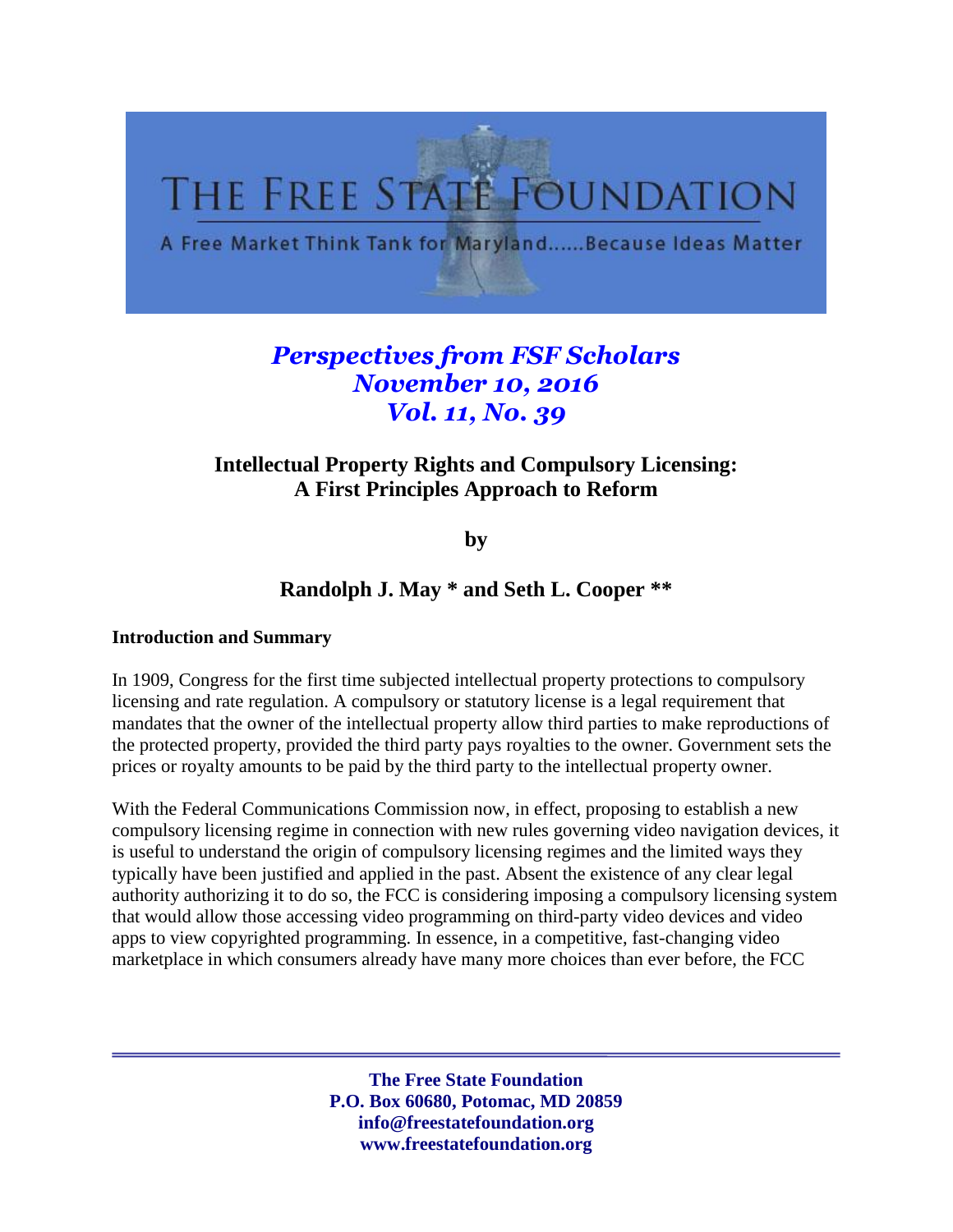# THE FREE STATE FOUNDATION

A Free Market Think Tank for Maryland......Because Ideas Matter

***Perspectives from FSF Scholars***
***November 10, 2016***
***Vol. 11, No. 39***

**Intellectual Property Rights and Compulsory Licensing: A First Principles Approach to Reform**

**by**

**Randolph J. May * and Seth L. Cooper ****

**Introduction and Summary**

In 1909, Congress for the first time subjected intellectual property protections to compulsory licensing and rate regulation. A compulsory or statutory license is a legal requirement that mandates that the owner of the intellectual property allow third parties to make reproductions of the protected property, provided the third party pays royalties to the owner. Government sets the prices or royalty amounts to be paid by the third party to the intellectual property owner.

With the Federal Communications Commission now, in effect, proposing to establish a new compulsory licensing regime in connection with new rules governing video navigation devices, it is useful to understand the origin of compulsory licensing regimes and the limited ways they typically have been justified and applied in the past. Absent the existence of any clear legal authority authorizing it to do so, the FCC is considering imposing a compulsory licensing system that would allow those accessing video programming on third-party video devices and video apps to view copyrighted programming. In essence, in a competitive, fast-changing video marketplace in which consumers already have many more choices than ever before, the FCC

**The Free State Foundation**
**P.O. Box 60680, Potomac, MD 20859**
**info@freestatefoundation.org**
**www.freestatefoundation.org**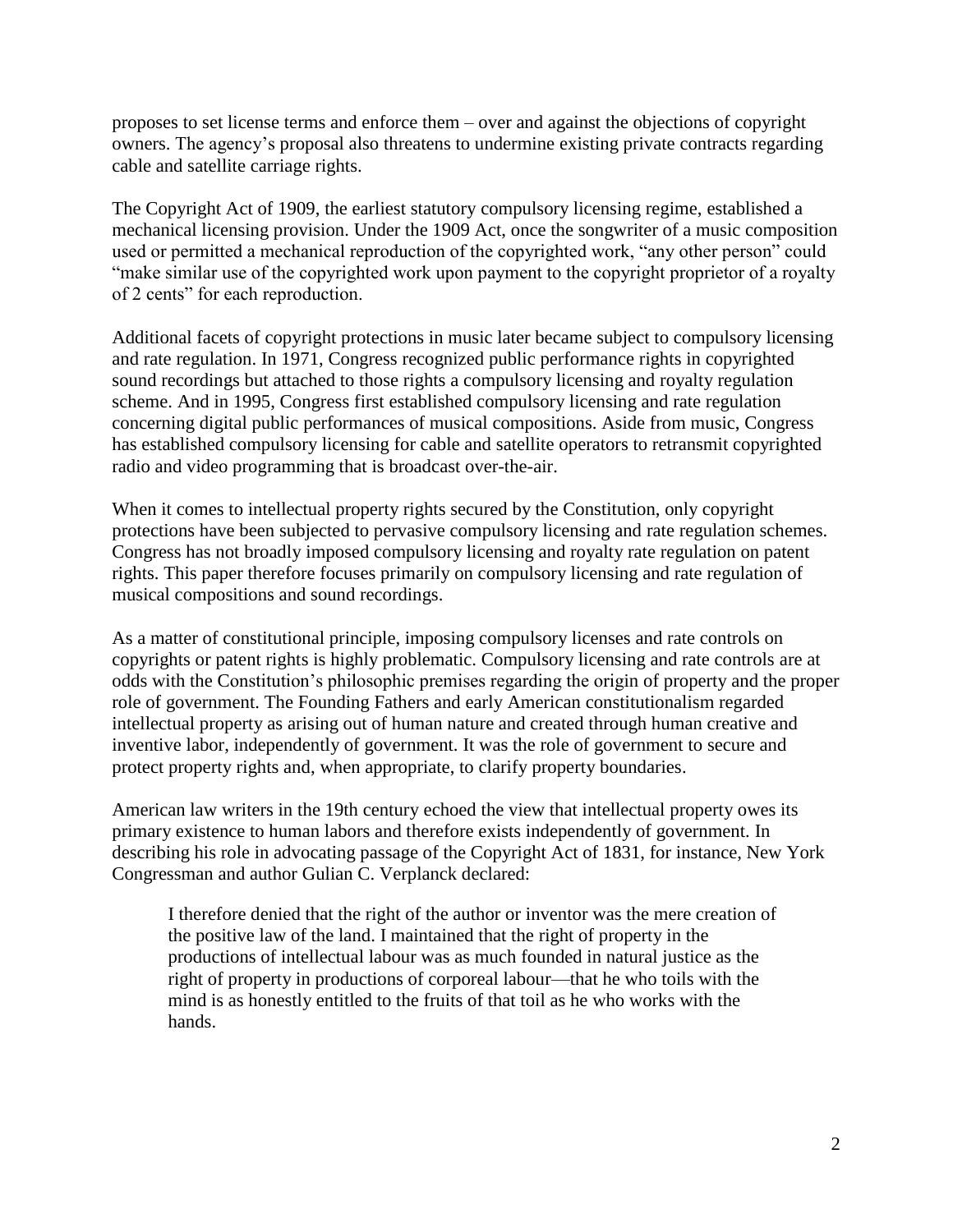proposes to set license terms and enforce them – over and against the objections of copyright owners. The agency's proposal also threatens to undermine existing private contracts regarding cable and satellite carriage rights.

The Copyright Act of 1909, the earliest statutory compulsory licensing regime, established a mechanical licensing provision. Under the 1909 Act, once the songwriter of a music composition used or permitted a mechanical reproduction of the copyrighted work, "any other person" could "make similar use of the copyrighted work upon payment to the copyright proprietor of a royalty of 2 cents" for each reproduction.

Additional facets of copyright protections in music later became subject to compulsory licensing and rate regulation. In 1971, Congress recognized public performance rights in copyrighted sound recordings but attached to those rights a compulsory licensing and royalty regulation scheme. And in 1995, Congress first established compulsory licensing and rate regulation concerning digital public performances of musical compositions. Aside from music, Congress has established compulsory licensing for cable and satellite operators to retransmit copyrighted radio and video programming that is broadcast over-the-air.

When it comes to intellectual property rights secured by the Constitution, only copyright protections have been subjected to pervasive compulsory licensing and rate regulation schemes. Congress has not broadly imposed compulsory licensing and royalty rate regulation on patent rights. This paper therefore focuses primarily on compulsory licensing and rate regulation of musical compositions and sound recordings.

As a matter of constitutional principle, imposing compulsory licenses and rate controls on copyrights or patent rights is highly problematic. Compulsory licensing and rate controls are at odds with the Constitution's philosophic premises regarding the origin of property and the proper role of government. The Founding Fathers and early American constitutionalism regarded intellectual property as arising out of human nature and created through human creative and inventive labor, independently of government. It was the role of government to secure and protect property rights and, when appropriate, to clarify property boundaries.

American law writers in the 19th century echoed the view that intellectual property owes its primary existence to human labors and therefore exists independently of government. In describing his role in advocating passage of the Copyright Act of 1831, for instance, New York Congressman and author Gulian C. Verplanck declared:

> I therefore denied that the right of the author or inventor was the mere creation of the positive law of the land. I maintained that the right of property in the productions of intellectual labour was as much founded in natural justice as the right of property in productions of corporeal labour—that he who toils with the mind is as honestly entitled to the fruits of that toil as he who works with the hands.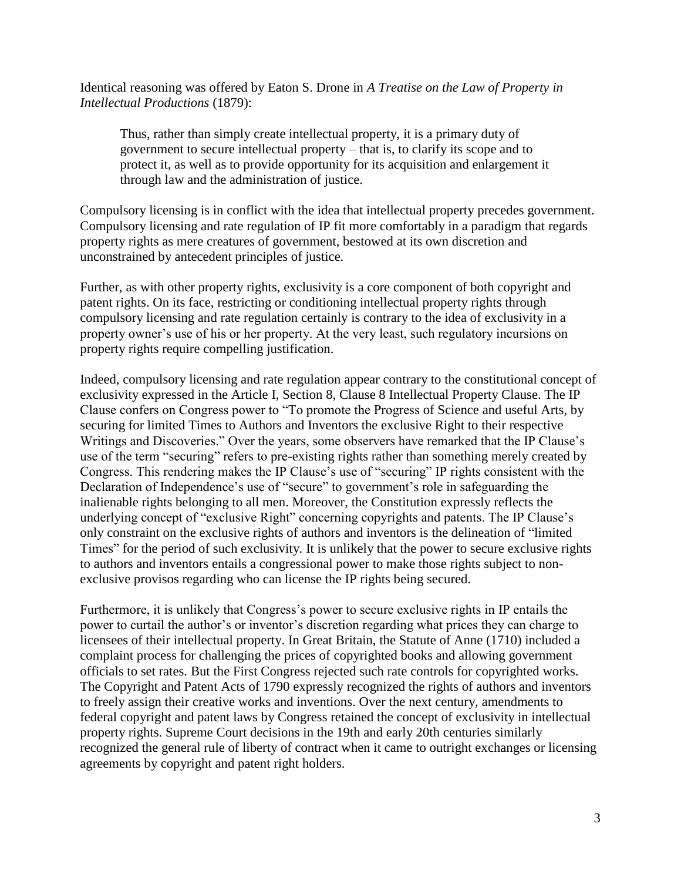Identical reasoning was offered by Eaton S. Drone in *A Treatise on the Law of Property in Intellectual Productions* (1879):

> Thus, rather than simply create intellectual property, it is a primary duty of government to secure intellectual property – that is, to clarify its scope and to protect it, as well as to provide opportunity for its acquisition and enlargement it through law and the administration of justice.

Compulsory licensing is in conflict with the idea that intellectual property precedes government. Compulsory licensing and rate regulation of IP fit more comfortably in a paradigm that regards property rights as mere creatures of government, bestowed at its own discretion and unconstrained by antecedent principles of justice.

Further, as with other property rights, exclusivity is a core component of both copyright and patent rights. On its face, restricting or conditioning intellectual property rights through compulsory licensing and rate regulation certainly is contrary to the idea of exclusivity in a property owner's use of his or her property. At the very least, such regulatory incursions on property rights require compelling justification.

Indeed, compulsory licensing and rate regulation appear contrary to the constitutional concept of exclusivity expressed in the Article I, Section 8, Clause 8 Intellectual Property Clause. The IP Clause confers on Congress power to "To promote the Progress of Science and useful Arts, by securing for limited Times to Authors and Inventors the exclusive Right to their respective Writings and Discoveries." Over the years, some observers have remarked that the IP Clause's use of the term "securing" refers to pre-existing rights rather than something merely created by Congress. This rendering makes the IP Clause's use of "securing" IP rights consistent with the Declaration of Independence's use of "secure" to government's role in safeguarding the inalienable rights belonging to all men. Moreover, the Constitution expressly reflects the underlying concept of "exclusive Right" concerning copyrights and patents. The IP Clause's only constraint on the exclusive rights of authors and inventors is the delineation of "limited Times" for the period of such exclusivity. It is unlikely that the power to secure exclusive rights to authors and inventors entails a congressional power to make those rights subject to non-exclusive provisos regarding who can license the IP rights being secured.

Furthermore, it is unlikely that Congress's power to secure exclusive rights in IP entails the power to curtail the author's or inventor's discretion regarding what prices they can charge to licensees of their intellectual property. In Great Britain, the Statute of Anne (1710) included a complaint process for challenging the prices of copyrighted books and allowing government officials to set rates. But the First Congress rejected such rate controls for copyrighted works. The Copyright and Patent Acts of 1790 expressly recognized the rights of authors and inventors to freely assign their creative works and inventions. Over the next century, amendments to federal copyright and patent laws by Congress retained the concept of exclusivity in intellectual property rights. Supreme Court decisions in the 19th and early 20th centuries similarly recognized the general rule of liberty of contract when it came to outright exchanges or licensing agreements by copyright and patent right holders.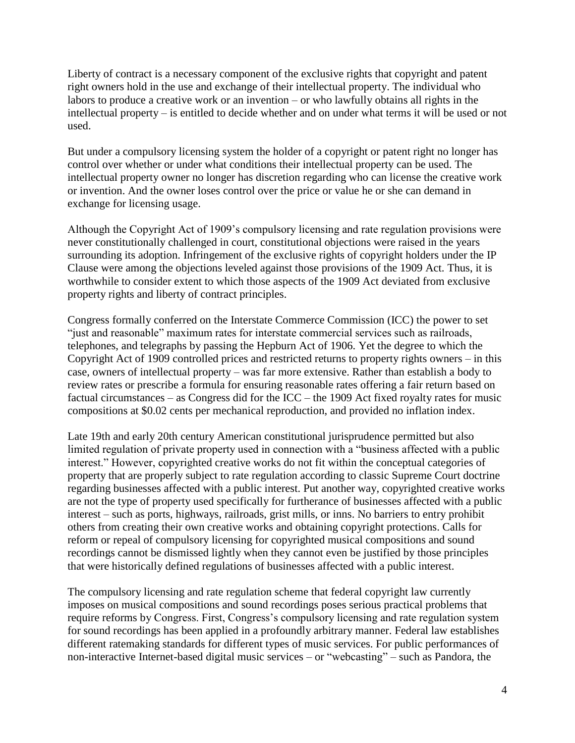Liberty of contract is a necessary component of the exclusive rights that copyright and patent right owners hold in the use and exchange of their intellectual property. The individual who labors to produce a creative work or an invention – or who lawfully obtains all rights in the intellectual property – is entitled to decide whether and on under what terms it will be used or not used.

But under a compulsory licensing system the holder of a copyright or patent right no longer has control over whether or under what conditions their intellectual property can be used. The intellectual property owner no longer has discretion regarding who can license the creative work or invention. And the owner loses control over the price or value he or she can demand in exchange for licensing usage.

Although the Copyright Act of 1909's compulsory licensing and rate regulation provisions were never constitutionally challenged in court, constitutional objections were raised in the years surrounding its adoption. Infringement of the exclusive rights of copyright holders under the IP Clause were among the objections leveled against those provisions of the 1909 Act. Thus, it is worthwhile to consider extent to which those aspects of the 1909 Act deviated from exclusive property rights and liberty of contract principles.

Congress formally conferred on the Interstate Commerce Commission (ICC) the power to set "just and reasonable" maximum rates for interstate commercial services such as railroads, telephones, and telegraphs by passing the Hepburn Act of 1906. Yet the degree to which the Copyright Act of 1909 controlled prices and restricted returns to property rights owners – in this case, owners of intellectual property – was far more extensive. Rather than establish a body to review rates or prescribe a formula for ensuring reasonable rates offering a fair return based on factual circumstances – as Congress did for the ICC – the 1909 Act fixed royalty rates for music compositions at $0.02 cents per mechanical reproduction, and provided no inflation index.

Late 19th and early 20th century American constitutional jurisprudence permitted but also limited regulation of private property used in connection with a "business affected with a public interest." However, copyrighted creative works do not fit within the conceptual categories of property that are properly subject to rate regulation according to classic Supreme Court doctrine regarding businesses affected with a public interest. Put another way, copyrighted creative works are not the type of property used specifically for furtherance of businesses affected with a public interest – such as ports, highways, railroads, grist mills, or inns. No barriers to entry prohibit others from creating their own creative works and obtaining copyright protections. Calls for reform or repeal of compulsory licensing for copyrighted musical compositions and sound recordings cannot be dismissed lightly when they cannot even be justified by those principles that were historically defined regulations of businesses affected with a public interest.

The compulsory licensing and rate regulation scheme that federal copyright law currently imposes on musical compositions and sound recordings poses serious practical problems that require reforms by Congress. First, Congress's compulsory licensing and rate regulation system for sound recordings has been applied in a profoundly arbitrary manner. Federal law establishes different ratemaking standards for different types of music services. For public performances of non-interactive Internet-based digital music services – or "webcasting" – such as Pandora, the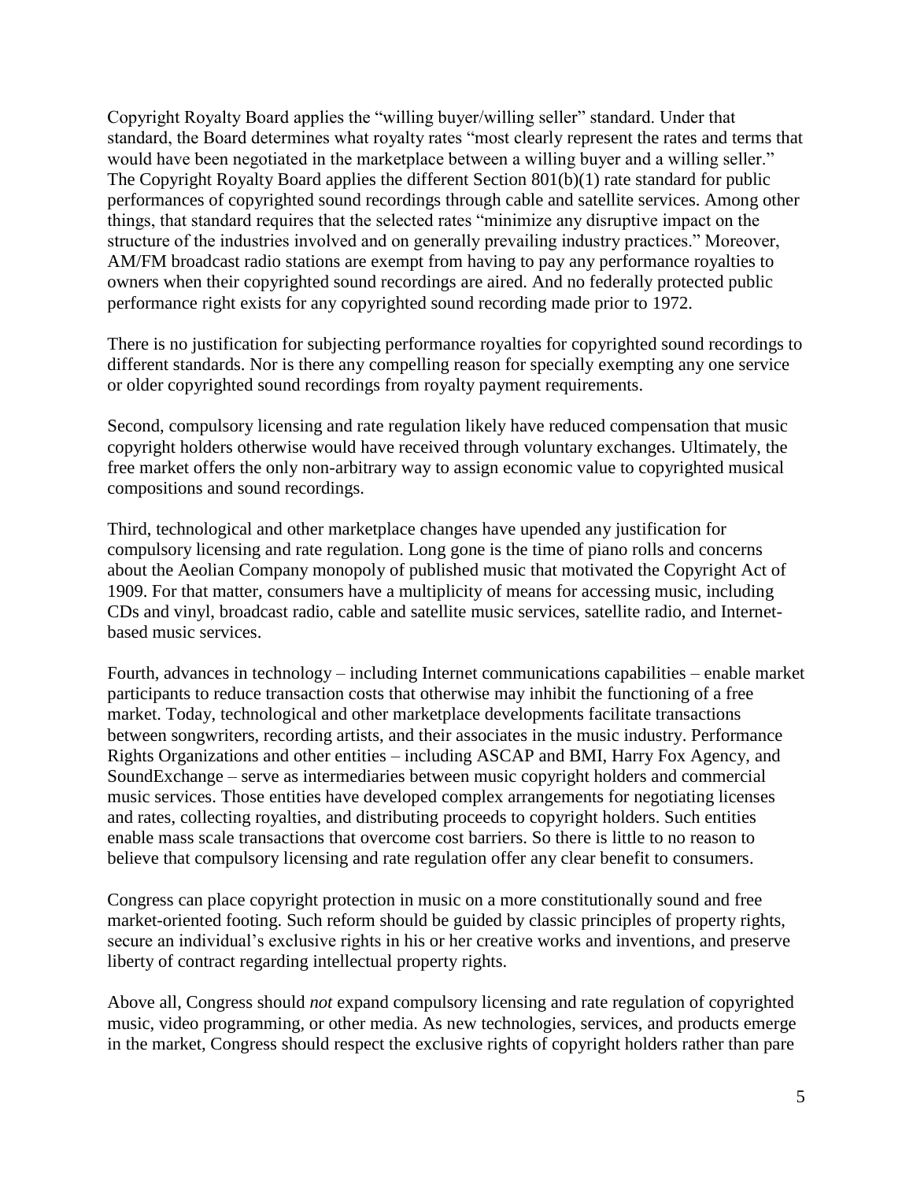Copyright Royalty Board applies the "willing buyer/willing seller" standard. Under that standard, the Board determines what royalty rates "most clearly represent the rates and terms that would have been negotiated in the marketplace between a willing buyer and a willing seller." The Copyright Royalty Board applies the different Section 801(b)(1) rate standard for public performances of copyrighted sound recordings through cable and satellite services. Among other things, that standard requires that the selected rates "minimize any disruptive impact on the structure of the industries involved and on generally prevailing industry practices." Moreover, AM/FM broadcast radio stations are exempt from having to pay any performance royalties to owners when their copyrighted sound recordings are aired. And no federally protected public performance right exists for any copyrighted sound recording made prior to 1972.

There is no justification for subjecting performance royalties for copyrighted sound recordings to different standards. Nor is there any compelling reason for specially exempting any one service or older copyrighted sound recordings from royalty payment requirements.

Second, compulsory licensing and rate regulation likely have reduced compensation that music copyright holders otherwise would have received through voluntary exchanges. Ultimately, the free market offers the only non-arbitrary way to assign economic value to copyrighted musical compositions and sound recordings.

Third, technological and other marketplace changes have upended any justification for compulsory licensing and rate regulation. Long gone is the time of piano rolls and concerns about the Aeolian Company monopoly of published music that motivated the Copyright Act of 1909. For that matter, consumers have a multiplicity of means for accessing music, including CDs and vinyl, broadcast radio, cable and satellite music services, satellite radio, and Internet-based music services.

Fourth, advances in technology – including Internet communications capabilities – enable market participants to reduce transaction costs that otherwise may inhibit the functioning of a free market. Today, technological and other marketplace developments facilitate transactions between songwriters, recording artists, and their associates in the music industry. Performance Rights Organizations and other entities – including ASCAP and BMI, Harry Fox Agency, and SoundExchange – serve as intermediaries between music copyright holders and commercial music services. Those entities have developed complex arrangements for negotiating licenses and rates, collecting royalties, and distributing proceeds to copyright holders. Such entities enable mass scale transactions that overcome cost barriers. So there is little to no reason to believe that compulsory licensing and rate regulation offer any clear benefit to consumers.

Congress can place copyright protection in music on a more constitutionally sound and free market-oriented footing. Such reform should be guided by classic principles of property rights, secure an individual's exclusive rights in his or her creative works and inventions, and preserve liberty of contract regarding intellectual property rights.

Above all, Congress should *not* expand compulsory licensing and rate regulation of copyrighted music, video programming, or other media. As new technologies, services, and products emerge in the market, Congress should respect the exclusive rights of copyright holders rather than pare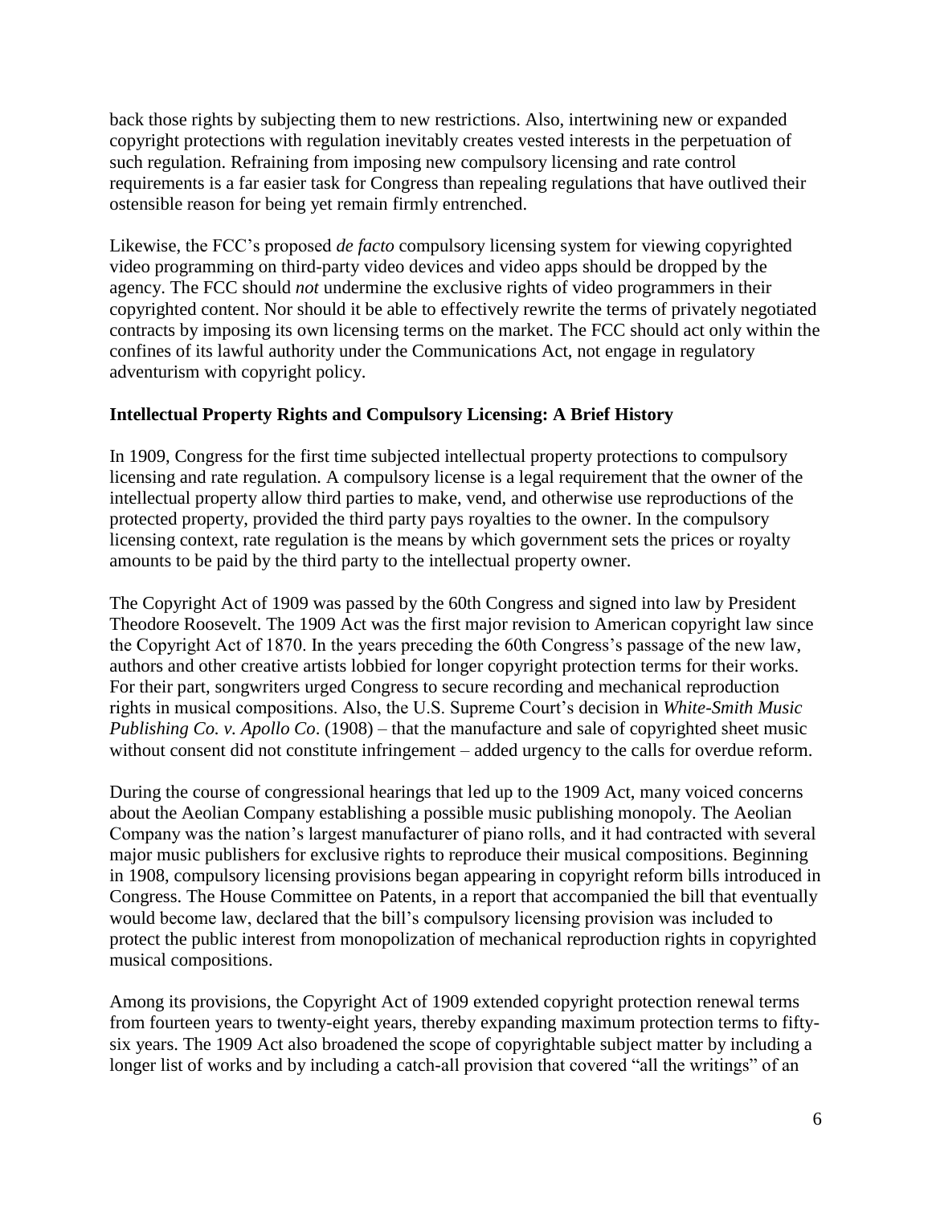back those rights by subjecting them to new restrictions. Also, intertwining new or expanded copyright protections with regulation inevitably creates vested interests in the perpetuation of such regulation. Refraining from imposing new compulsory licensing and rate control requirements is a far easier task for Congress than repealing regulations that have outlived their ostensible reason for being yet remain firmly entrenched.

Likewise, the FCC's proposed *de facto* compulsory licensing system for viewing copyrighted video programming on third-party video devices and video apps should be dropped by the agency. The FCC should *not* undermine the exclusive rights of video programmers in their copyrighted content. Nor should it be able to effectively rewrite the terms of privately negotiated contracts by imposing its own licensing terms on the market. The FCC should act only within the confines of its lawful authority under the Communications Act, not engage in regulatory adventurism with copyright policy.

## Intellectual Property Rights and Compulsory Licensing: A Brief History

In 1909, Congress for the first time subjected intellectual property protections to compulsory licensing and rate regulation. A compulsory license is a legal requirement that the owner of the intellectual property allow third parties to make, vend, and otherwise use reproductions of the protected property, provided the third party pays royalties to the owner. In the compulsory licensing context, rate regulation is the means by which government sets the prices or royalty amounts to be paid by the third party to the intellectual property owner.

The Copyright Act of 1909 was passed by the 60th Congress and signed into law by President Theodore Roosevelt. The 1909 Act was the first major revision to American copyright law since the Copyright Act of 1870. In the years preceding the 60th Congress's passage of the new law, authors and other creative artists lobbied for longer copyright protection terms for their works. For their part, songwriters urged Congress to secure recording and mechanical reproduction rights in musical compositions. Also, the U.S. Supreme Court's decision in *White-Smith Music Publishing Co. v. Apollo Co*. (1908) – that the manufacture and sale of copyrighted sheet music without consent did not constitute infringement – added urgency to the calls for overdue reform.

During the course of congressional hearings that led up to the 1909 Act, many voiced concerns about the Aeolian Company establishing a possible music publishing monopoly. The Aeolian Company was the nation's largest manufacturer of piano rolls, and it had contracted with several major music publishers for exclusive rights to reproduce their musical compositions. Beginning in 1908, compulsory licensing provisions began appearing in copyright reform bills introduced in Congress. The House Committee on Patents, in a report that accompanied the bill that eventually would become law, declared that the bill's compulsory licensing provision was included to protect the public interest from monopolization of mechanical reproduction rights in copyrighted musical compositions.

Among its provisions, the Copyright Act of 1909 extended copyright protection renewal terms from fourteen years to twenty-eight years, thereby expanding maximum protection terms to fifty-six years. The 1909 Act also broadened the scope of copyrightable subject matter by including a longer list of works and by including a catch-all provision that covered "all the writings" of an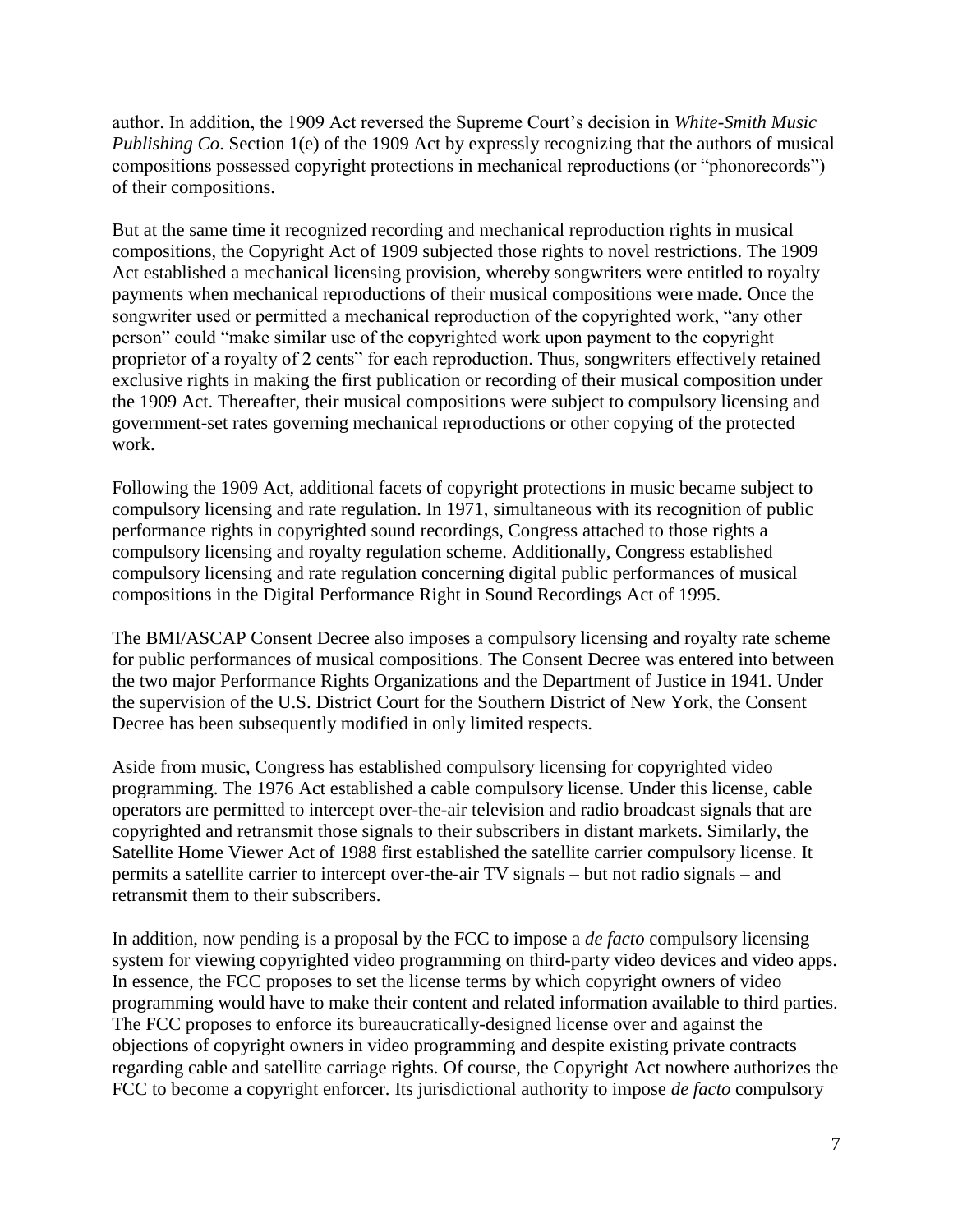author. In addition, the 1909 Act reversed the Supreme Court's decision in *White-Smith Music Publishing Co*. Section 1(e) of the 1909 Act by expressly recognizing that the authors of musical compositions possessed copyright protections in mechanical reproductions (or "phonorecords") of their compositions.

But at the same time it recognized recording and mechanical reproduction rights in musical compositions, the Copyright Act of 1909 subjected those rights to novel restrictions. The 1909 Act established a mechanical licensing provision, whereby songwriters were entitled to royalty payments when mechanical reproductions of their musical compositions were made. Once the songwriter used or permitted a mechanical reproduction of the copyrighted work, "any other person" could "make similar use of the copyrighted work upon payment to the copyright proprietor of a royalty of 2 cents" for each reproduction. Thus, songwriters effectively retained exclusive rights in making the first publication or recording of their musical composition under the 1909 Act. Thereafter, their musical compositions were subject to compulsory licensing and government-set rates governing mechanical reproductions or other copying of the protected work.

Following the 1909 Act, additional facets of copyright protections in music became subject to compulsory licensing and rate regulation. In 1971, simultaneous with its recognition of public performance rights in copyrighted sound recordings, Congress attached to those rights a compulsory licensing and royalty regulation scheme. Additionally, Congress established compulsory licensing and rate regulation concerning digital public performances of musical compositions in the Digital Performance Right in Sound Recordings Act of 1995.

The BMI/ASCAP Consent Decree also imposes a compulsory licensing and royalty rate scheme for public performances of musical compositions. The Consent Decree was entered into between the two major Performance Rights Organizations and the Department of Justice in 1941. Under the supervision of the U.S. District Court for the Southern District of New York, the Consent Decree has been subsequently modified in only limited respects.

Aside from music, Congress has established compulsory licensing for copyrighted video programming. The 1976 Act established a cable compulsory license. Under this license, cable operators are permitted to intercept over-the-air television and radio broadcast signals that are copyrighted and retransmit those signals to their subscribers in distant markets. Similarly, the Satellite Home Viewer Act of 1988 first established the satellite carrier compulsory license. It permits a satellite carrier to intercept over-the-air TV signals – but not radio signals – and retransmit them to their subscribers.

In addition, now pending is a proposal by the FCC to impose a *de facto* compulsory licensing system for viewing copyrighted video programming on third-party video devices and video apps. In essence, the FCC proposes to set the license terms by which copyright owners of video programming would have to make their content and related information available to third parties. The FCC proposes to enforce its bureaucratically-designed license over and against the objections of copyright owners in video programming and despite existing private contracts regarding cable and satellite carriage rights. Of course, the Copyright Act nowhere authorizes the FCC to become a copyright enforcer. Its jurisdictional authority to impose *de facto* compulsory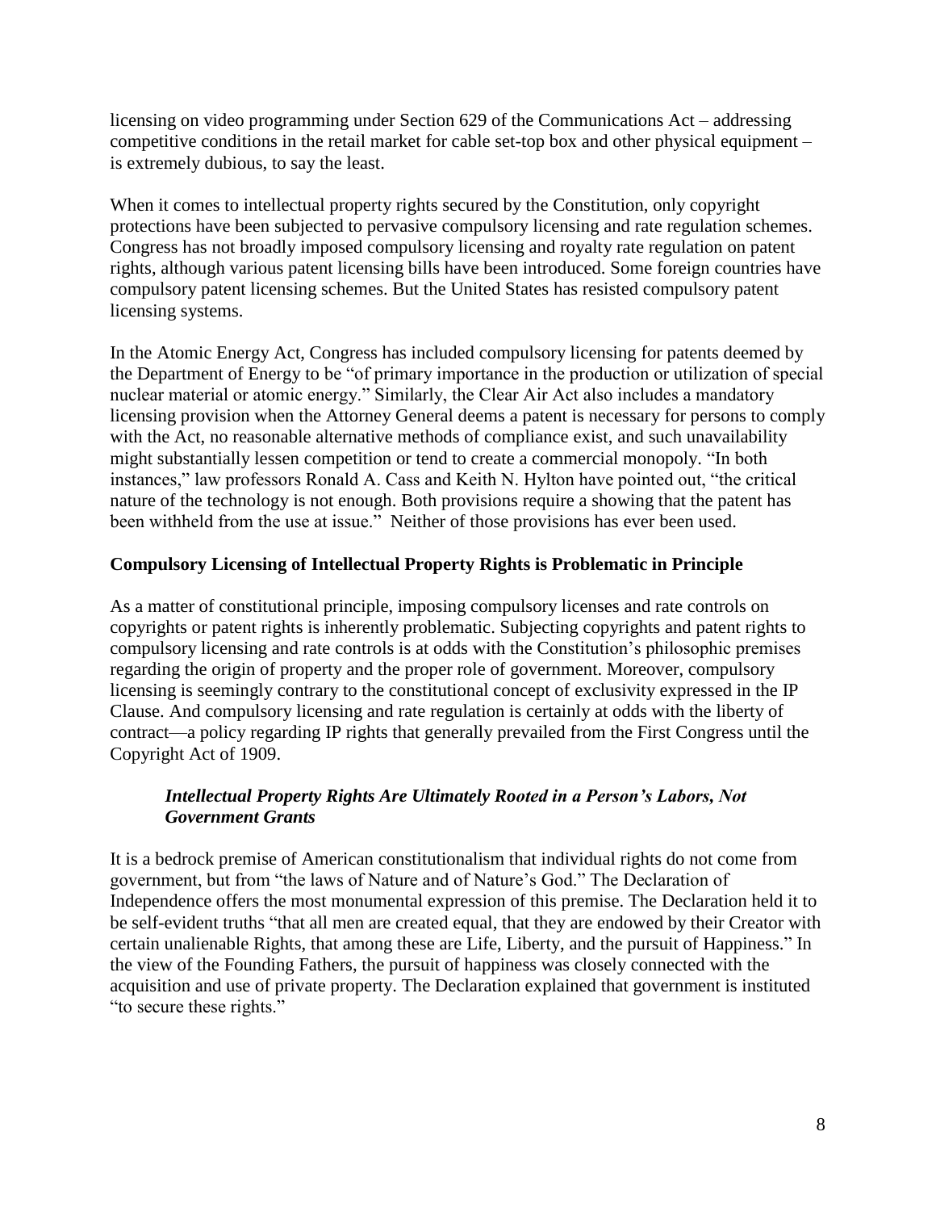licensing on video programming under Section 629 of the Communications Act – addressing competitive conditions in the retail market for cable set-top box and other physical equipment – is extremely dubious, to say the least.

When it comes to intellectual property rights secured by the Constitution, only copyright protections have been subjected to pervasive compulsory licensing and rate regulation schemes. Congress has not broadly imposed compulsory licensing and royalty rate regulation on patent rights, although various patent licensing bills have been introduced. Some foreign countries have compulsory patent licensing schemes. But the United States has resisted compulsory patent licensing systems.

In the Atomic Energy Act, Congress has included compulsory licensing for patents deemed by the Department of Energy to be "of primary importance in the production or utilization of special nuclear material or atomic energy." Similarly, the Clear Air Act also includes a mandatory licensing provision when the Attorney General deems a patent is necessary for persons to comply with the Act, no reasonable alternative methods of compliance exist, and such unavailability might substantially lessen competition or tend to create a commercial monopoly. "In both instances," law professors Ronald A. Cass and Keith N. Hylton have pointed out, "the critical nature of the technology is not enough. Both provisions require a showing that the patent has been withheld from the use at issue." Neither of those provisions has ever been used.

## Compulsory Licensing of Intellectual Property Rights is Problematic in Principle

As a matter of constitutional principle, imposing compulsory licenses and rate controls on copyrights or patent rights is inherently problematic. Subjecting copyrights and patent rights to compulsory licensing and rate controls is at odds with the Constitution's philosophic premises regarding the origin of property and the proper role of government. Moreover, compulsory licensing is seemingly contrary to the constitutional concept of exclusivity expressed in the IP Clause. And compulsory licensing and rate regulation is certainly at odds with the liberty of contract—a policy regarding IP rights that generally prevailed from the First Congress until the Copyright Act of 1909.

### *Intellectual Property Rights Are Ultimately Rooted in a Person's Labors, Not Government Grants*

It is a bedrock premise of American constitutionalism that individual rights do not come from government, but from "the laws of Nature and of Nature's God." The Declaration of Independence offers the most monumental expression of this premise. The Declaration held it to be self-evident truths "that all men are created equal, that they are endowed by their Creator with certain unalienable Rights, that among these are Life, Liberty, and the pursuit of Happiness." In the view of the Founding Fathers, the pursuit of happiness was closely connected with the acquisition and use of private property. The Declaration explained that government is instituted "to secure these rights."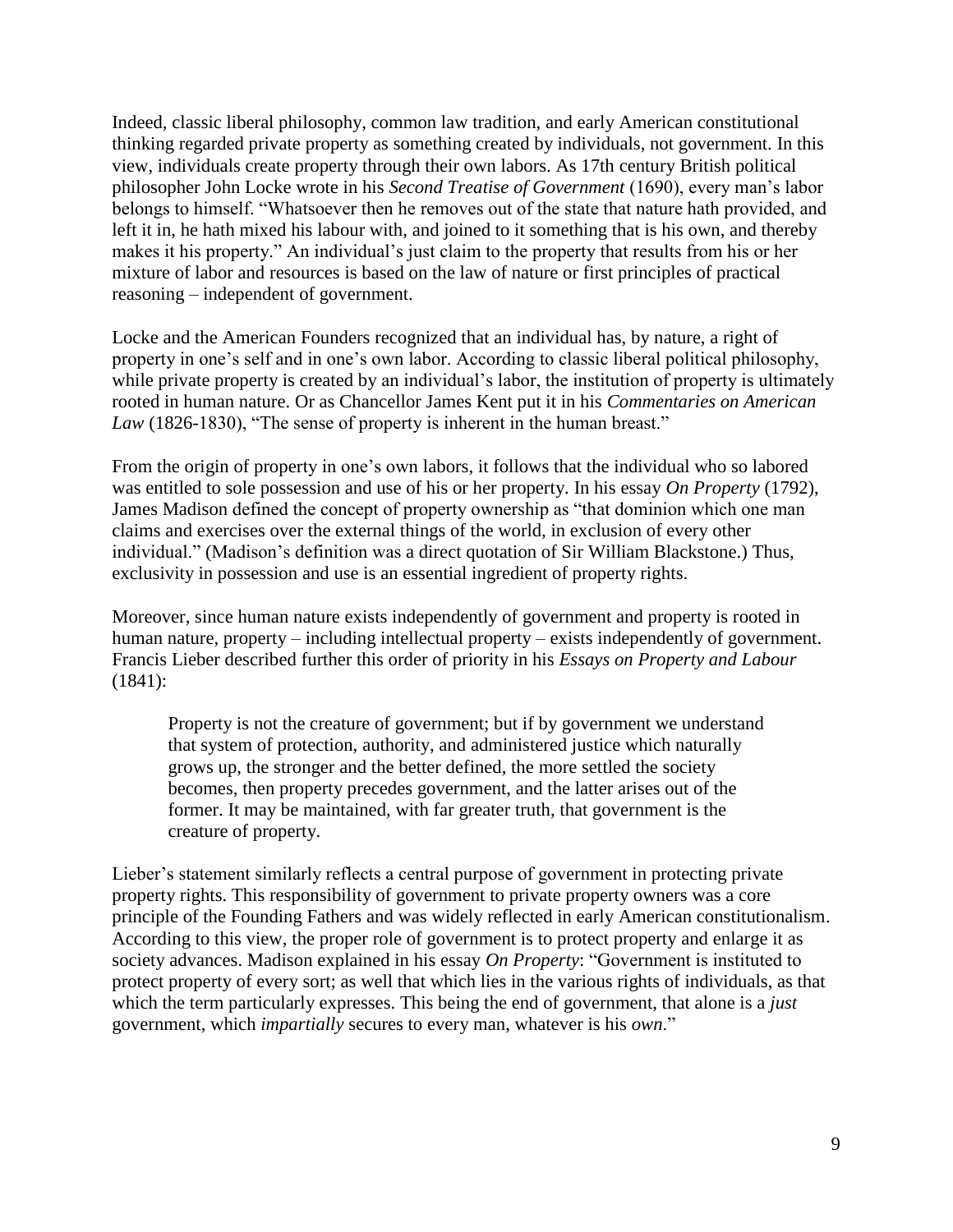Indeed, classic liberal philosophy, common law tradition, and early American constitutional thinking regarded private property as something created by individuals, not government. In this view, individuals create property through their own labors. As 17th century British political philosopher John Locke wrote in his *Second Treatise of Government* (1690), every man's labor belongs to himself. "Whatsoever then he removes out of the state that nature hath provided, and left it in, he hath mixed his labour with, and joined to it something that is his own, and thereby makes it his property." An individual's just claim to the property that results from his or her mixture of labor and resources is based on the law of nature or first principles of practical reasoning – independent of government.

Locke and the American Founders recognized that an individual has, by nature, a right of property in one's self and in one's own labor. According to classic liberal political philosophy, while private property is created by an individual's labor, the institution of property is ultimately rooted in human nature. Or as Chancellor James Kent put it in his *Commentaries on American Law* (1826-1830), "The sense of property is inherent in the human breast."

From the origin of property in one's own labors, it follows that the individual who so labored was entitled to sole possession and use of his or her property. In his essay *On Property* (1792), James Madison defined the concept of property ownership as "that dominion which one man claims and exercises over the external things of the world, in exclusion of every other individual." (Madison's definition was a direct quotation of Sir William Blackstone.) Thus, exclusivity in possession and use is an essential ingredient of property rights.

Moreover, since human nature exists independently of government and property is rooted in human nature, property – including intellectual property – exists independently of government. Francis Lieber described further this order of priority in his *Essays on Property and Labour* (1841):

> Property is not the creature of government; but if by government we understand that system of protection, authority, and administered justice which naturally grows up, the stronger and the better defined, the more settled the society becomes, then property precedes government, and the latter arises out of the former. It may be maintained, with far greater truth, that government is the creature of property.

Lieber's statement similarly reflects a central purpose of government in protecting private property rights. This responsibility of government to private property owners was a core principle of the Founding Fathers and was widely reflected in early American constitutionalism. According to this view, the proper role of government is to protect property and enlarge it as society advances. Madison explained in his essay *On Property*: "Government is instituted to protect property of every sort; as well that which lies in the various rights of individuals, as that which the term particularly expresses. This being the end of government, that alone is a *just* government, which *impartially* secures to every man, whatever is his *own*."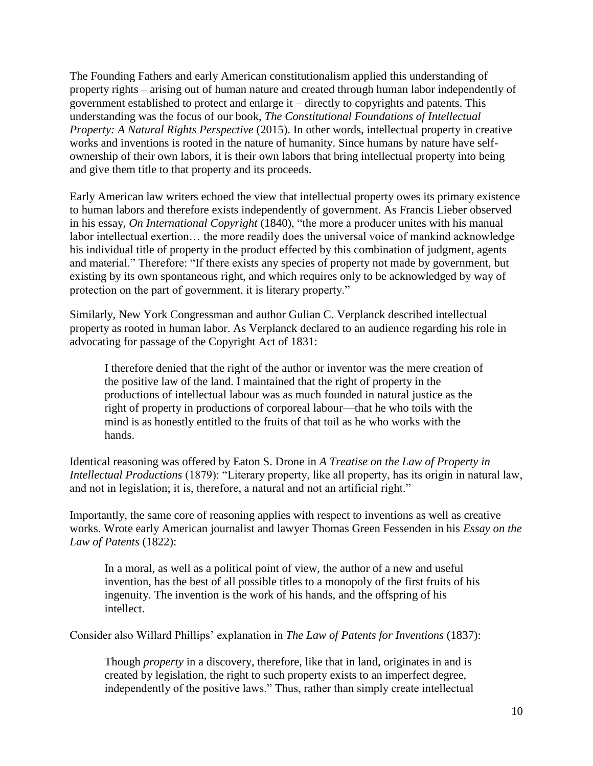The Founding Fathers and early American constitutionalism applied this understanding of property rights – arising out of human nature and created through human labor independently of government established to protect and enlarge it – directly to copyrights and patents. This understanding was the focus of our book, *The Constitutional Foundations of Intellectual Property: A Natural Rights Perspective* (2015). In other words, intellectual property in creative works and inventions is rooted in the nature of humanity. Since humans by nature have self-ownership of their own labors, it is their own labors that bring intellectual property into being and give them title to that property and its proceeds.

Early American law writers echoed the view that intellectual property owes its primary existence to human labors and therefore exists independently of government. As Francis Lieber observed in his essay, *On International Copyright* (1840), "the more a producer unites with his manual labor intellectual exertion… the more readily does the universal voice of mankind acknowledge his individual title of property in the product effected by this combination of judgment, agents and material." Therefore: "If there exists any species of property not made by government, but existing by its own spontaneous right, and which requires only to be acknowledged by way of protection on the part of government, it is literary property."

Similarly, New York Congressman and author Gulian C. Verplanck described intellectual property as rooted in human labor. As Verplanck declared to an audience regarding his role in advocating for passage of the Copyright Act of 1831:

> I therefore denied that the right of the author or inventor was the mere creation of the positive law of the land. I maintained that the right of property in the productions of intellectual labour was as much founded in natural justice as the right of property in productions of corporeal labour—that he who toils with the mind is as honestly entitled to the fruits of that toil as he who works with the hands.

Identical reasoning was offered by Eaton S. Drone in *A Treatise on the Law of Property in Intellectual Productions* (1879): "Literary property, like all property, has its origin in natural law, and not in legislation; it is, therefore, a natural and not an artificial right."

Importantly, the same core of reasoning applies with respect to inventions as well as creative works. Wrote early American journalist and lawyer Thomas Green Fessenden in his *Essay on the Law of Patents* (1822):

> In a moral, as well as a political point of view, the author of a new and useful invention, has the best of all possible titles to a monopoly of the first fruits of his ingenuity. The invention is the work of his hands, and the offspring of his intellect.

Consider also Willard Phillips' explanation in *The Law of Patents for Inventions* (1837):

> Though *property* in a discovery, therefore, like that in land, originates in and is created by legislation, the right to such property exists to an imperfect degree, independently of the positive laws." Thus, rather than simply create intellectual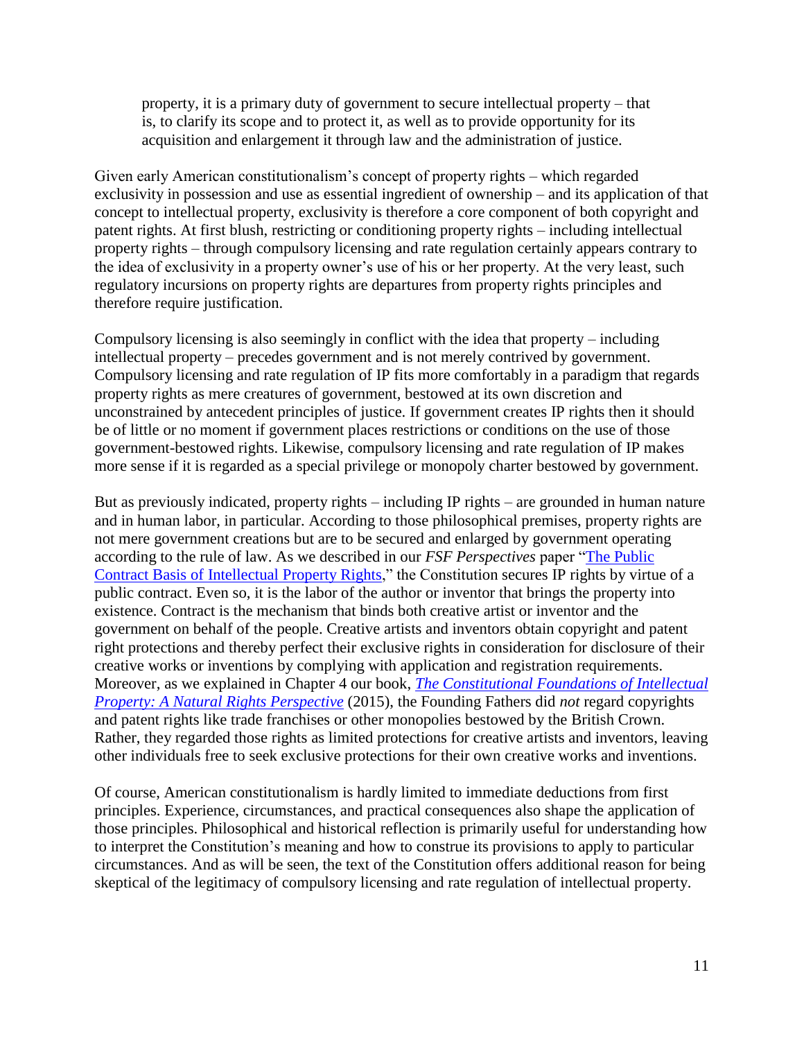> property, it is a primary duty of government to secure intellectual property – that is, to clarify its scope and to protect it, as well as to provide opportunity for its acquisition and enlargement it through law and the administration of justice.

Given early American constitutionalism's concept of property rights – which regarded exclusivity in possession and use as essential ingredient of ownership – and its application of that concept to intellectual property, exclusivity is therefore a core component of both copyright and patent rights. At first blush, restricting or conditioning property rights – including intellectual property rights – through compulsory licensing and rate regulation certainly appears contrary to the idea of exclusivity in a property owner's use of his or her property. At the very least, such regulatory incursions on property rights are departures from property rights principles and therefore require justification.

Compulsory licensing is also seemingly in conflict with the idea that property – including intellectual property – precedes government and is not merely contrived by government. Compulsory licensing and rate regulation of IP fits more comfortably in a paradigm that regards property rights as mere creatures of government, bestowed at its own discretion and unconstrained by antecedent principles of justice. If government creates IP rights then it should be of little or no moment if government places restrictions or conditions on the use of those government-bestowed rights. Likewise, compulsory licensing and rate regulation of IP makes more sense if it is regarded as a special privilege or monopoly charter bestowed by government.

But as previously indicated, property rights – including IP rights – are grounded in human nature and in human labor, in particular. According to those philosophical premises, property rights are not mere government creations but are to be secured and enlarged by government operating according to the rule of law. As we described in our *FSF Perspectives* paper "The Public Contract Basis of Intellectual Property Rights," the Constitution secures IP rights by virtue of a public contract. Even so, it is the labor of the author or inventor that brings the property into existence. Contract is the mechanism that binds both creative artist or inventor and the government on behalf of the people. Creative artists and inventors obtain copyright and patent right protections and thereby perfect their exclusive rights in consideration for disclosure of their creative works or inventions by complying with application and registration requirements. Moreover, as we explained in Chapter 4 our book, *The Constitutional Foundations of Intellectual Property: A Natural Rights Perspective* (2015), the Founding Fathers did *not* regard copyrights and patent rights like trade franchises or other monopolies bestowed by the British Crown. Rather, they regarded those rights as limited protections for creative artists and inventors, leaving other individuals free to seek exclusive protections for their own creative works and inventions.

Of course, American constitutionalism is hardly limited to immediate deductions from first principles. Experience, circumstances, and practical consequences also shape the application of those principles. Philosophical and historical reflection is primarily useful for understanding how to interpret the Constitution's meaning and how to construe its provisions to apply to particular circumstances. And as will be seen, the text of the Constitution offers additional reason for being skeptical of the legitimacy of compulsory licensing and rate regulation of intellectual property.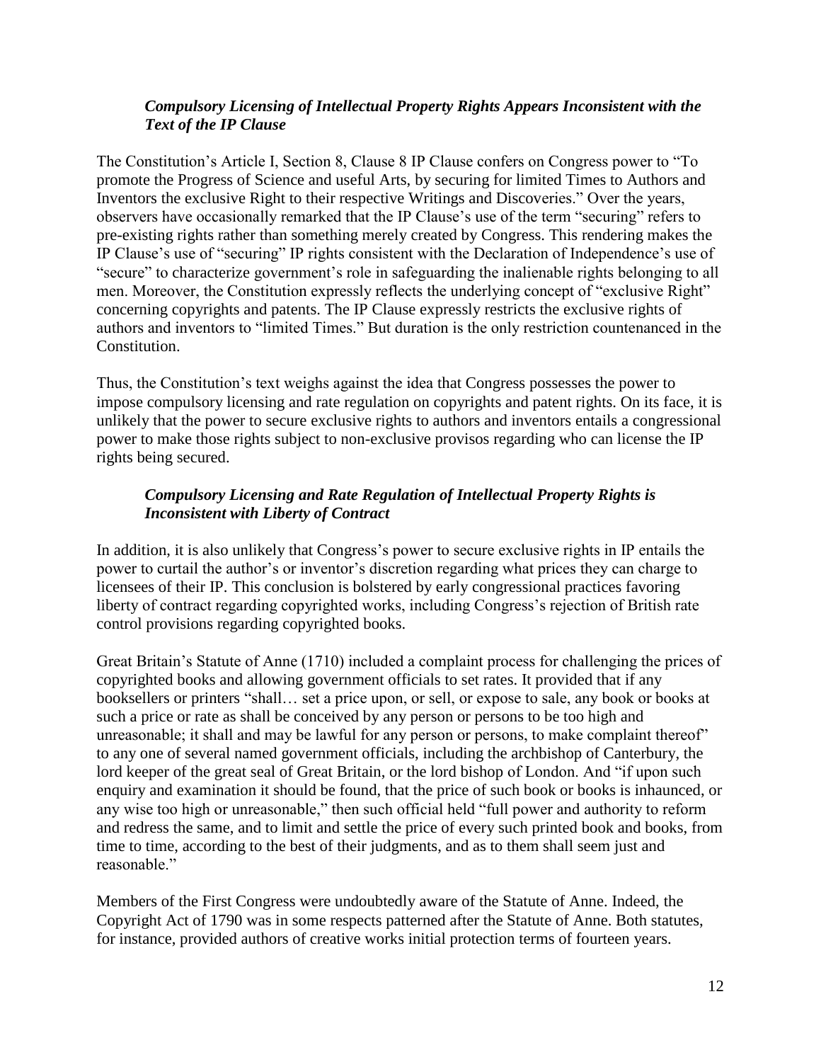### *Compulsory Licensing of Intellectual Property Rights Appears Inconsistent with the Text of the IP Clause*

The Constitution's Article I, Section 8, Clause 8 IP Clause confers on Congress power to "To promote the Progress of Science and useful Arts, by securing for limited Times to Authors and Inventors the exclusive Right to their respective Writings and Discoveries." Over the years, observers have occasionally remarked that the IP Clause's use of the term "securing" refers to pre-existing rights rather than something merely created by Congress. This rendering makes the IP Clause's use of "securing" IP rights consistent with the Declaration of Independence's use of "secure" to characterize government's role in safeguarding the inalienable rights belonging to all men. Moreover, the Constitution expressly reflects the underlying concept of "exclusive Right" concerning copyrights and patents. The IP Clause expressly restricts the exclusive rights of authors and inventors to "limited Times." But duration is the only restriction countenanced in the Constitution.

Thus, the Constitution's text weighs against the idea that Congress possesses the power to impose compulsory licensing and rate regulation on copyrights and patent rights. On its face, it is unlikely that the power to secure exclusive rights to authors and inventors entails a congressional power to make those rights subject to non-exclusive provisos regarding who can license the IP rights being secured.

### *Compulsory Licensing and Rate Regulation of Intellectual Property Rights is Inconsistent with Liberty of Contract*

In addition, it is also unlikely that Congress's power to secure exclusive rights in IP entails the power to curtail the author's or inventor's discretion regarding what prices they can charge to licensees of their IP. This conclusion is bolstered by early congressional practices favoring liberty of contract regarding copyrighted works, including Congress's rejection of British rate control provisions regarding copyrighted books.

Great Britain's Statute of Anne (1710) included a complaint process for challenging the prices of copyrighted books and allowing government officials to set rates. It provided that if any booksellers or printers "shall… set a price upon, or sell, or expose to sale, any book or books at such a price or rate as shall be conceived by any person or persons to be too high and unreasonable; it shall and may be lawful for any person or persons, to make complaint thereof" to any one of several named government officials, including the archbishop of Canterbury, the lord keeper of the great seal of Great Britain, or the lord bishop of London. And "if upon such enquiry and examination it should be found, that the price of such book or books is inhaunced, or any wise too high or unreasonable," then such official held "full power and authority to reform and redress the same, and to limit and settle the price of every such printed book and books, from time to time, according to the best of their judgments, and as to them shall seem just and reasonable."

Members of the First Congress were undoubtedly aware of the Statute of Anne. Indeed, the Copyright Act of 1790 was in some respects patterned after the Statute of Anne. Both statutes, for instance, provided authors of creative works initial protection terms of fourteen years.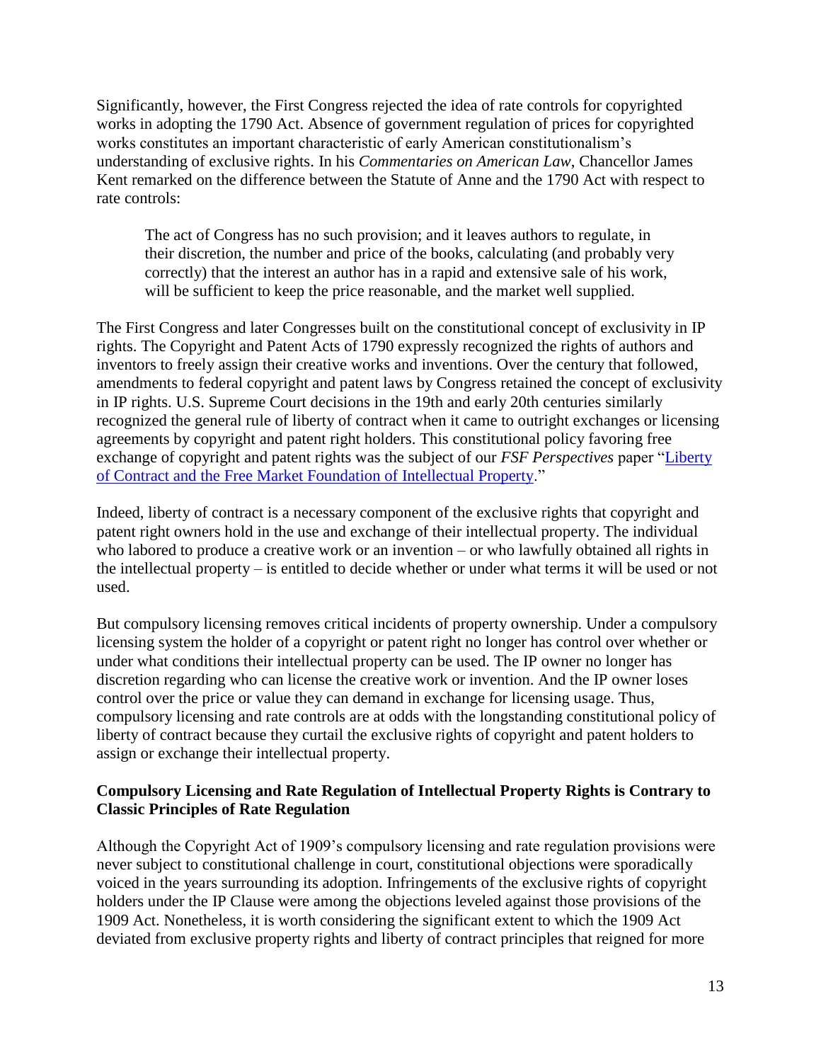Significantly, however, the First Congress rejected the idea of rate controls for copyrighted works in adopting the 1790 Act. Absence of government regulation of prices for copyrighted works constitutes an important characteristic of early American constitutionalism's understanding of exclusive rights. In his *Commentaries on American Law*, Chancellor James Kent remarked on the difference between the Statute of Anne and the 1790 Act with respect to rate controls:

> The act of Congress has no such provision; and it leaves authors to regulate, in their discretion, the number and price of the books, calculating (and probably very correctly) that the interest an author has in a rapid and extensive sale of his work, will be sufficient to keep the price reasonable, and the market well supplied.

The First Congress and later Congresses built on the constitutional concept of exclusivity in IP rights. The Copyright and Patent Acts of 1790 expressly recognized the rights of authors and inventors to freely assign their creative works and inventions. Over the century that followed, amendments to federal copyright and patent laws by Congress retained the concept of exclusivity in IP rights. U.S. Supreme Court decisions in the 19th and early 20th centuries similarly recognized the general rule of liberty of contract when it came to outright exchanges or licensing agreements by copyright and patent right holders. This constitutional policy favoring free exchange of copyright and patent rights was the subject of our *FSF Perspectives* paper "[Liberty of Contract and the Free Market Foundation of Intellectual Property](#)."

Indeed, liberty of contract is a necessary component of the exclusive rights that copyright and patent right owners hold in the use and exchange of their intellectual property. The individual who labored to produce a creative work or an invention – or who lawfully obtained all rights in the intellectual property – is entitled to decide whether or under what terms it will be used or not used.

But compulsory licensing removes critical incidents of property ownership. Under a compulsory licensing system the holder of a copyright or patent right no longer has control over whether or under what conditions their intellectual property can be used. The IP owner no longer has discretion regarding who can license the creative work or invention. And the IP owner loses control over the price or value they can demand in exchange for licensing usage. Thus, compulsory licensing and rate controls are at odds with the longstanding constitutional policy of liberty of contract because they curtail the exclusive rights of copyright and patent holders to assign or exchange their intellectual property.

**Compulsory Licensing and Rate Regulation of Intellectual Property Rights is Contrary to Classic Principles of Rate Regulation**

Although the Copyright Act of 1909's compulsory licensing and rate regulation provisions were never subject to constitutional challenge in court, constitutional objections were sporadically voiced in the years surrounding its adoption. Infringements of the exclusive rights of copyright holders under the IP Clause were among the objections leveled against those provisions of the 1909 Act. Nonetheless, it is worth considering the significant extent to which the 1909 Act deviated from exclusive property rights and liberty of contract principles that reigned for more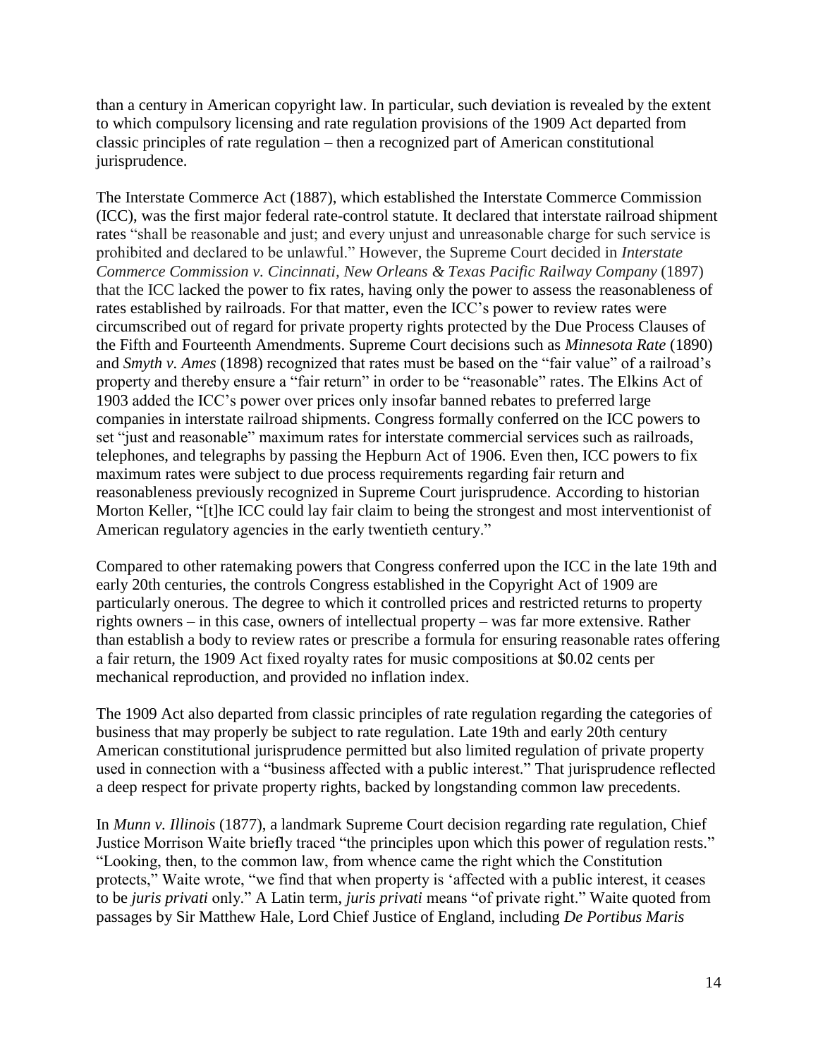than a century in American copyright law. In particular, such deviation is revealed by the extent to which compulsory licensing and rate regulation provisions of the 1909 Act departed from classic principles of rate regulation – then a recognized part of American constitutional jurisprudence.

The Interstate Commerce Act (1887), which established the Interstate Commerce Commission (ICC), was the first major federal rate-control statute. It declared that interstate railroad shipment rates "shall be reasonable and just; and every unjust and unreasonable charge for such service is prohibited and declared to be unlawful." However, the Supreme Court decided in *Interstate Commerce Commission v. Cincinnati, New Orleans & Texas Pacific Railway Company* (1897) that the ICC lacked the power to fix rates, having only the power to assess the reasonableness of rates established by railroads. For that matter, even the ICC's power to review rates were circumscribed out of regard for private property rights protected by the Due Process Clauses of the Fifth and Fourteenth Amendments. Supreme Court decisions such as *Minnesota Rate* (1890) and *Smyth v. Ames* (1898) recognized that rates must be based on the "fair value" of a railroad's property and thereby ensure a "fair return" in order to be "reasonable" rates. The Elkins Act of 1903 added the ICC's power over prices only insofar banned rebates to preferred large companies in interstate railroad shipments. Congress formally conferred on the ICC powers to set "just and reasonable" maximum rates for interstate commercial services such as railroads, telephones, and telegraphs by passing the Hepburn Act of 1906. Even then, ICC powers to fix maximum rates were subject to due process requirements regarding fair return and reasonableness previously recognized in Supreme Court jurisprudence. According to historian Morton Keller, "[t]he ICC could lay fair claim to being the strongest and most interventionist of American regulatory agencies in the early twentieth century."

Compared to other ratemaking powers that Congress conferred upon the ICC in the late 19th and early 20th centuries, the controls Congress established in the Copyright Act of 1909 are particularly onerous. The degree to which it controlled prices and restricted returns to property rights owners – in this case, owners of intellectual property – was far more extensive. Rather than establish a body to review rates or prescribe a formula for ensuring reasonable rates offering a fair return, the 1909 Act fixed royalty rates for music compositions at $0.02 cents per mechanical reproduction, and provided no inflation index.

The 1909 Act also departed from classic principles of rate regulation regarding the categories of business that may properly be subject to rate regulation. Late 19th and early 20th century American constitutional jurisprudence permitted but also limited regulation of private property used in connection with a "business affected with a public interest." That jurisprudence reflected a deep respect for private property rights, backed by longstanding common law precedents.

In *Munn v. Illinois* (1877), a landmark Supreme Court decision regarding rate regulation, Chief Justice Morrison Waite briefly traced "the principles upon which this power of regulation rests." "Looking, then, to the common law, from whence came the right which the Constitution protects," Waite wrote, "we find that when property is 'affected with a public interest, it ceases to be *juris privati* only." A Latin term, *juris privati* means "of private right." Waite quoted from passages by Sir Matthew Hale, Lord Chief Justice of England, including *De Portibus Maris*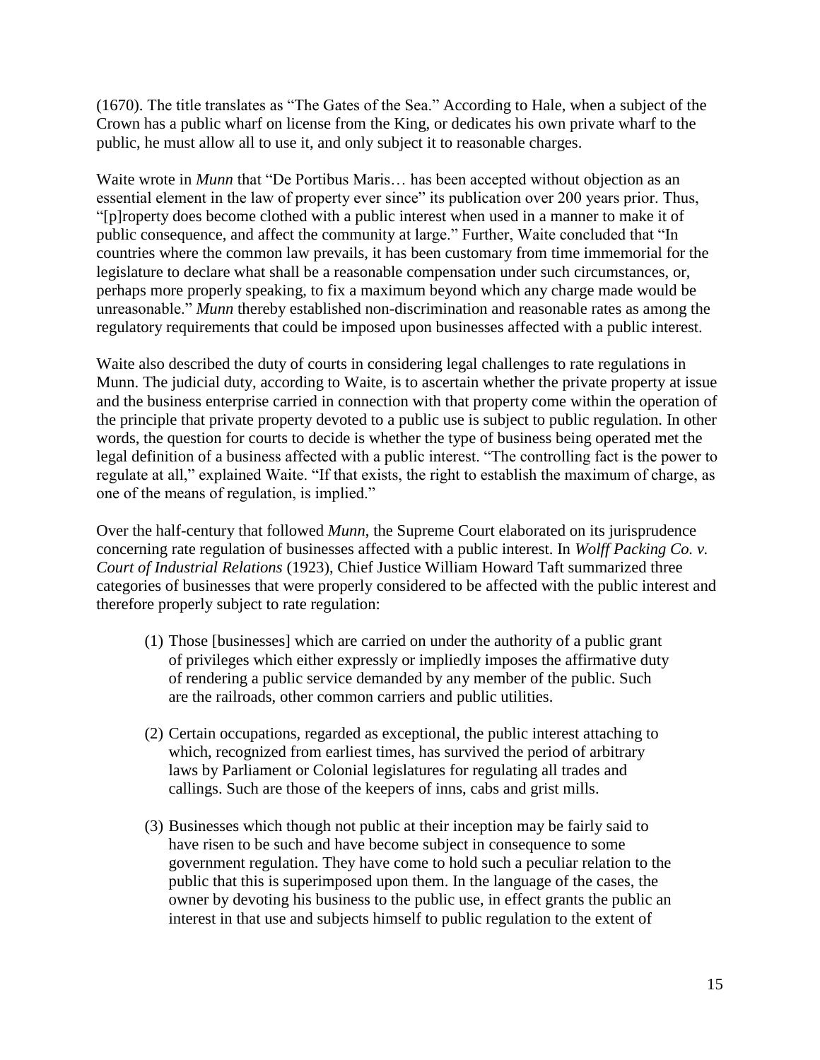(1670). The title translates as "The Gates of the Sea." According to Hale, when a subject of the Crown has a public wharf on license from the King, or dedicates his own private wharf to the public, he must allow all to use it, and only subject it to reasonable charges.

Waite wrote in *Munn* that "De Portibus Maris… has been accepted without objection as an essential element in the law of property ever since" its publication over 200 years prior. Thus, "[p]roperty does become clothed with a public interest when used in a manner to make it of public consequence, and affect the community at large." Further, Waite concluded that "In countries where the common law prevails, it has been customary from time immemorial for the legislature to declare what shall be a reasonable compensation under such circumstances, or, perhaps more properly speaking, to fix a maximum beyond which any charge made would be unreasonable." *Munn* thereby established non-discrimination and reasonable rates as among the regulatory requirements that could be imposed upon businesses affected with a public interest.

Waite also described the duty of courts in considering legal challenges to rate regulations in Munn. The judicial duty, according to Waite, is to ascertain whether the private property at issue and the business enterprise carried in connection with that property come within the operation of the principle that private property devoted to a public use is subject to public regulation. In other words, the question for courts to decide is whether the type of business being operated met the legal definition of a business affected with a public interest. "The controlling fact is the power to regulate at all," explained Waite. "If that exists, the right to establish the maximum of charge, as one of the means of regulation, is implied."

Over the half-century that followed *Munn*, the Supreme Court elaborated on its jurisprudence concerning rate regulation of businesses affected with a public interest. In *Wolff Packing Co. v. Court of Industrial Relations* (1923), Chief Justice William Howard Taft summarized three categories of businesses that were properly considered to be affected with the public interest and therefore properly subject to rate regulation:

> (1) Those [businesses] which are carried on under the authority of a public grant of privileges which either expressly or impliedly imposes the affirmative duty of rendering a public service demanded by any member of the public. Such are the railroads, other common carriers and public utilities.
>
> (2) Certain occupations, regarded as exceptional, the public interest attaching to which, recognized from earliest times, has survived the period of arbitrary laws by Parliament or Colonial legislatures for regulating all trades and callings. Such are those of the keepers of inns, cabs and grist mills.
>
> (3) Businesses which though not public at their inception may be fairly said to have risen to be such and have become subject in consequence to some government regulation. They have come to hold such a peculiar relation to the public that this is superimposed upon them. In the language of the cases, the owner by devoting his business to the public use, in effect grants the public an interest in that use and subjects himself to public regulation to the extent of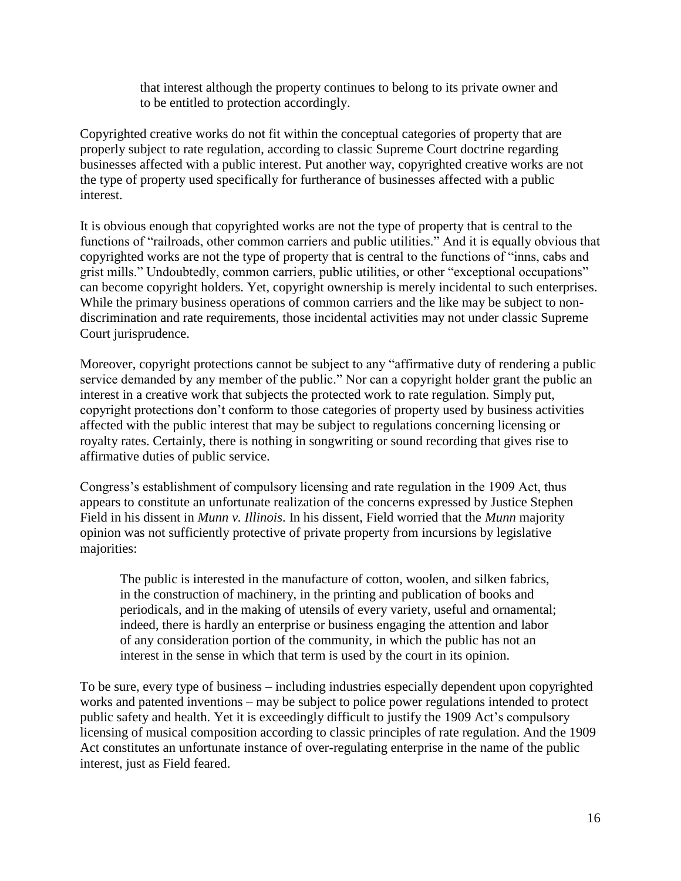> that interest although the property continues to belong to its private owner and to be entitled to protection accordingly.

Copyrighted creative works do not fit within the conceptual categories of property that are properly subject to rate regulation, according to classic Supreme Court doctrine regarding businesses affected with a public interest. Put another way, copyrighted creative works are not the type of property used specifically for furtherance of businesses affected with a public interest.

It is obvious enough that copyrighted works are not the type of property that is central to the functions of "railroads, other common carriers and public utilities." And it is equally obvious that copyrighted works are not the type of property that is central to the functions of "inns, cabs and grist mills." Undoubtedly, common carriers, public utilities, or other "exceptional occupations" can become copyright holders. Yet, copyright ownership is merely incidental to such enterprises. While the primary business operations of common carriers and the like may be subject to non-discrimination and rate requirements, those incidental activities may not under classic Supreme Court jurisprudence.

Moreover, copyright protections cannot be subject to any "affirmative duty of rendering a public service demanded by any member of the public." Nor can a copyright holder grant the public an interest in a creative work that subjects the protected work to rate regulation. Simply put, copyright protections don't conform to those categories of property used by business activities affected with the public interest that may be subject to regulations concerning licensing or royalty rates. Certainly, there is nothing in songwriting or sound recording that gives rise to affirmative duties of public service.

Congress's establishment of compulsory licensing and rate regulation in the 1909 Act, thus appears to constitute an unfortunate realization of the concerns expressed by Justice Stephen Field in his dissent in *Munn v. Illinois*. In his dissent, Field worried that the *Munn* majority opinion was not sufficiently protective of private property from incursions by legislative majorities:

> The public is interested in the manufacture of cotton, woolen, and silken fabrics, in the construction of machinery, in the printing and publication of books and periodicals, and in the making of utensils of every variety, useful and ornamental; indeed, there is hardly an enterprise or business engaging the attention and labor of any consideration portion of the community, in which the public has not an interest in the sense in which that term is used by the court in its opinion.

To be sure, every type of business – including industries especially dependent upon copyrighted works and patented inventions – may be subject to police power regulations intended to protect public safety and health. Yet it is exceedingly difficult to justify the 1909 Act's compulsory licensing of musical composition according to classic principles of rate regulation. And the 1909 Act constitutes an unfortunate instance of over-regulating enterprise in the name of the public interest, just as Field feared.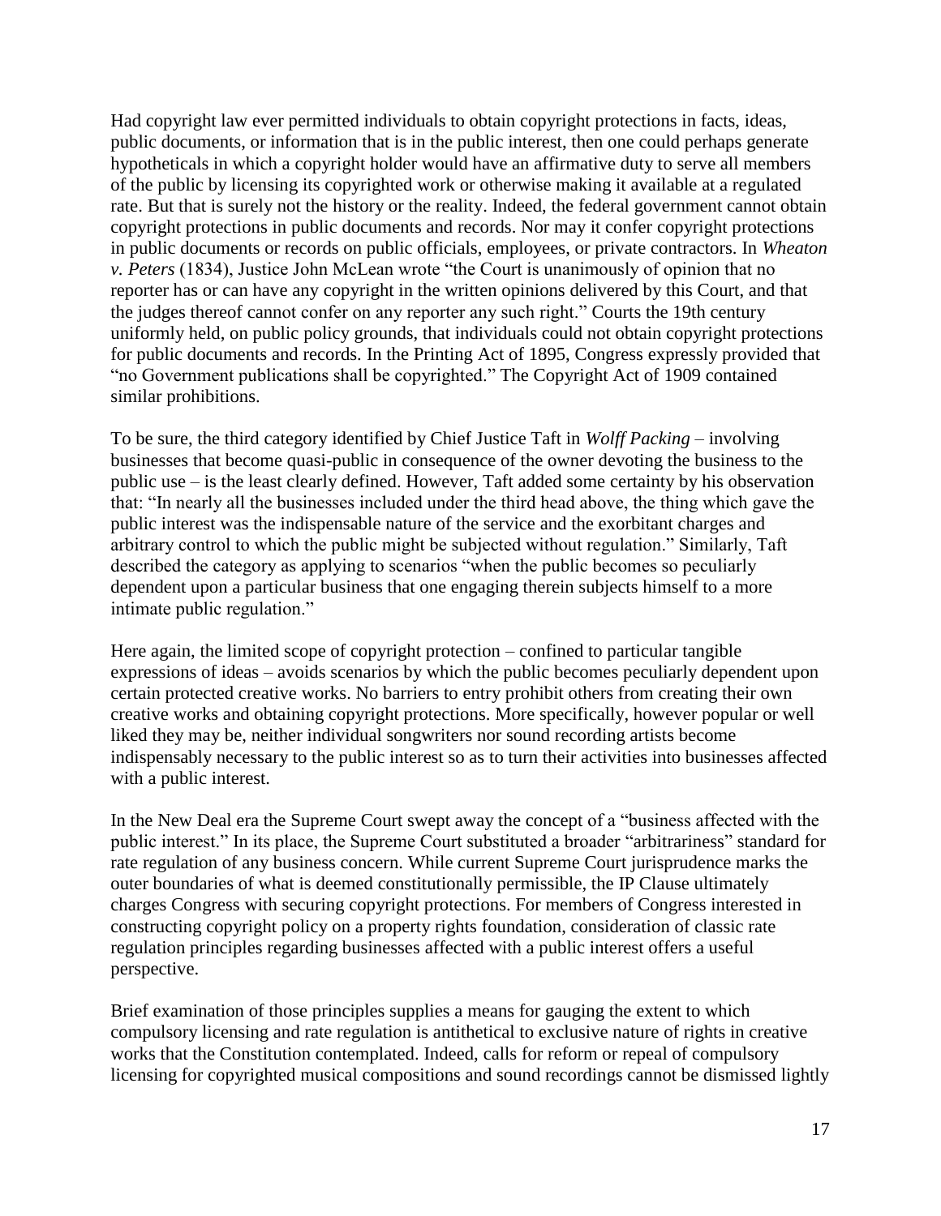Had copyright law ever permitted individuals to obtain copyright protections in facts, ideas, public documents, or information that is in the public interest, then one could perhaps generate hypotheticals in which a copyright holder would have an affirmative duty to serve all members of the public by licensing its copyrighted work or otherwise making it available at a regulated rate. But that is surely not the history or the reality. Indeed, the federal government cannot obtain copyright protections in public documents and records. Nor may it confer copyright protections in public documents or records on public officials, employees, or private contractors. In *Wheaton v. Peters* (1834), Justice John McLean wrote "the Court is unanimously of opinion that no reporter has or can have any copyright in the written opinions delivered by this Court, and that the judges thereof cannot confer on any reporter any such right." Courts the 19th century uniformly held, on public policy grounds, that individuals could not obtain copyright protections for public documents and records. In the Printing Act of 1895, Congress expressly provided that "no Government publications shall be copyrighted." The Copyright Act of 1909 contained similar prohibitions.

To be sure, the third category identified by Chief Justice Taft in *Wolff Packing* – involving businesses that become quasi-public in consequence of the owner devoting the business to the public use – is the least clearly defined. However, Taft added some certainty by his observation that: "In nearly all the businesses included under the third head above, the thing which gave the public interest was the indispensable nature of the service and the exorbitant charges and arbitrary control to which the public might be subjected without regulation." Similarly, Taft described the category as applying to scenarios "when the public becomes so peculiarly dependent upon a particular business that one engaging therein subjects himself to a more intimate public regulation."

Here again, the limited scope of copyright protection – confined to particular tangible expressions of ideas – avoids scenarios by which the public becomes peculiarly dependent upon certain protected creative works. No barriers to entry prohibit others from creating their own creative works and obtaining copyright protections. More specifically, however popular or well liked they may be, neither individual songwriters nor sound recording artists become indispensably necessary to the public interest so as to turn their activities into businesses affected with a public interest.

In the New Deal era the Supreme Court swept away the concept of a "business affected with the public interest." In its place, the Supreme Court substituted a broader "arbitrariness" standard for rate regulation of any business concern. While current Supreme Court jurisprudence marks the outer boundaries of what is deemed constitutionally permissible, the IP Clause ultimately charges Congress with securing copyright protections. For members of Congress interested in constructing copyright policy on a property rights foundation, consideration of classic rate regulation principles regarding businesses affected with a public interest offers a useful perspective.

Brief examination of those principles supplies a means for gauging the extent to which compulsory licensing and rate regulation is antithetical to exclusive nature of rights in creative works that the Constitution contemplated. Indeed, calls for reform or repeal of compulsory licensing for copyrighted musical compositions and sound recordings cannot be dismissed lightly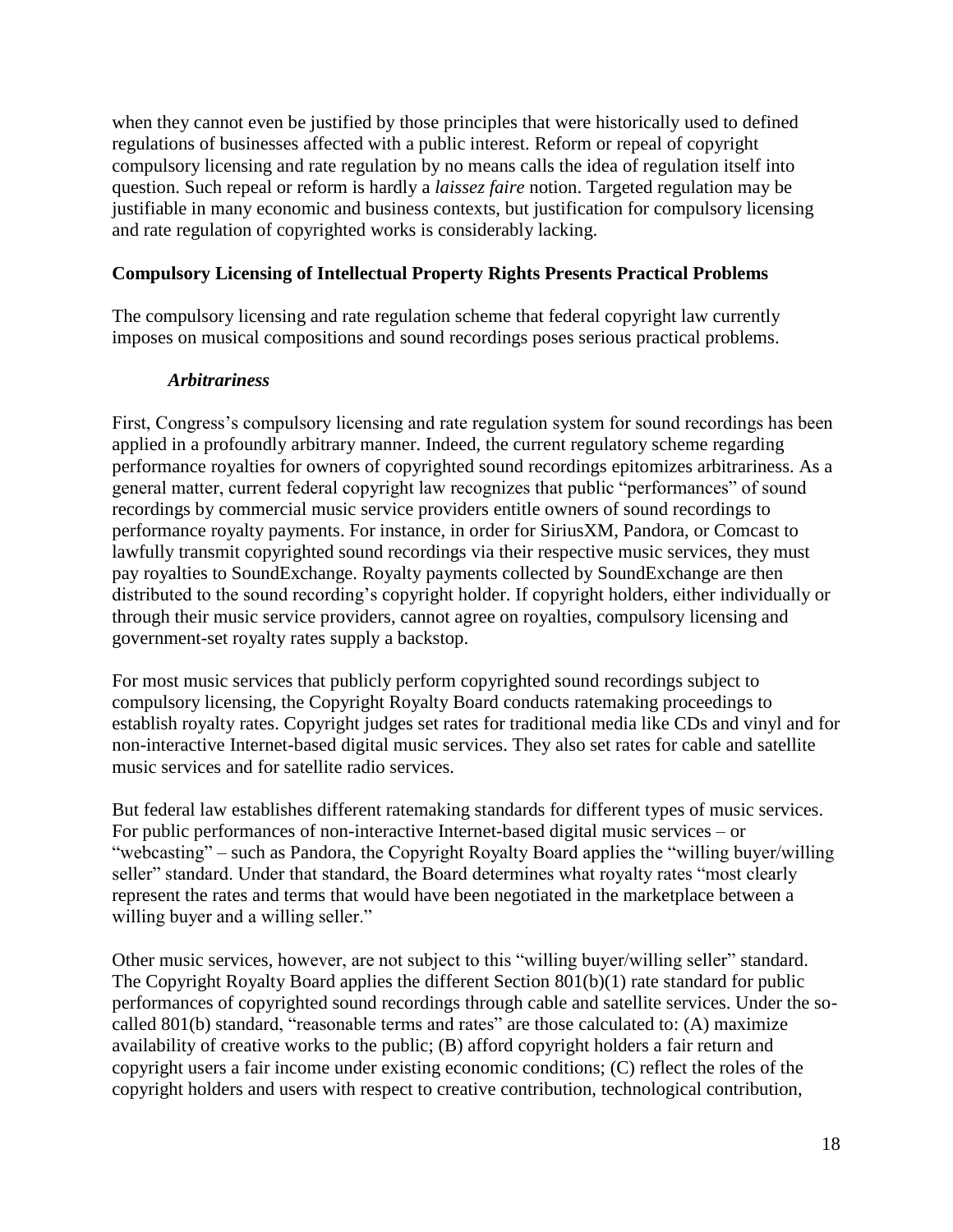when they cannot even be justified by those principles that were historically used to defined regulations of businesses affected with a public interest. Reform or repeal of copyright compulsory licensing and rate regulation by no means calls the idea of regulation itself into question. Such repeal or reform is hardly a *laissez faire* notion. Targeted regulation may be justifiable in many economic and business contexts, but justification for compulsory licensing and rate regulation of copyrighted works is considerably lacking.

## Compulsory Licensing of Intellectual Property Rights Presents Practical Problems

The compulsory licensing and rate regulation scheme that federal copyright law currently imposes on musical compositions and sound recordings poses serious practical problems.

### *Arbitrariness*

First, Congress's compulsory licensing and rate regulation system for sound recordings has been applied in a profoundly arbitrary manner. Indeed, the current regulatory scheme regarding performance royalties for owners of copyrighted sound recordings epitomizes arbitrariness. As a general matter, current federal copyright law recognizes that public "performances" of sound recordings by commercial music service providers entitle owners of sound recordings to performance royalty payments. For instance, in order for SiriusXM, Pandora, or Comcast to lawfully transmit copyrighted sound recordings via their respective music services, they must pay royalties to SoundExchange. Royalty payments collected by SoundExchange are then distributed to the sound recording's copyright holder. If copyright holders, either individually or through their music service providers, cannot agree on royalties, compulsory licensing and government-set royalty rates supply a backstop.

For most music services that publicly perform copyrighted sound recordings subject to compulsory licensing, the Copyright Royalty Board conducts ratemaking proceedings to establish royalty rates. Copyright judges set rates for traditional media like CDs and vinyl and for non-interactive Internet-based digital music services. They also set rates for cable and satellite music services and for satellite radio services.

But federal law establishes different ratemaking standards for different types of music services. For public performances of non-interactive Internet-based digital music services – or "webcasting" – such as Pandora, the Copyright Royalty Board applies the "willing buyer/willing seller" standard. Under that standard, the Board determines what royalty rates "most clearly represent the rates and terms that would have been negotiated in the marketplace between a willing buyer and a willing seller."

Other music services, however, are not subject to this "willing buyer/willing seller" standard. The Copyright Royalty Board applies the different Section 801(b)(1) rate standard for public performances of copyrighted sound recordings through cable and satellite services. Under the so-called 801(b) standard, "reasonable terms and rates" are those calculated to: (A) maximize availability of creative works to the public; (B) afford copyright holders a fair return and copyright users a fair income under existing economic conditions; (C) reflect the roles of the copyright holders and users with respect to creative contribution, technological contribution,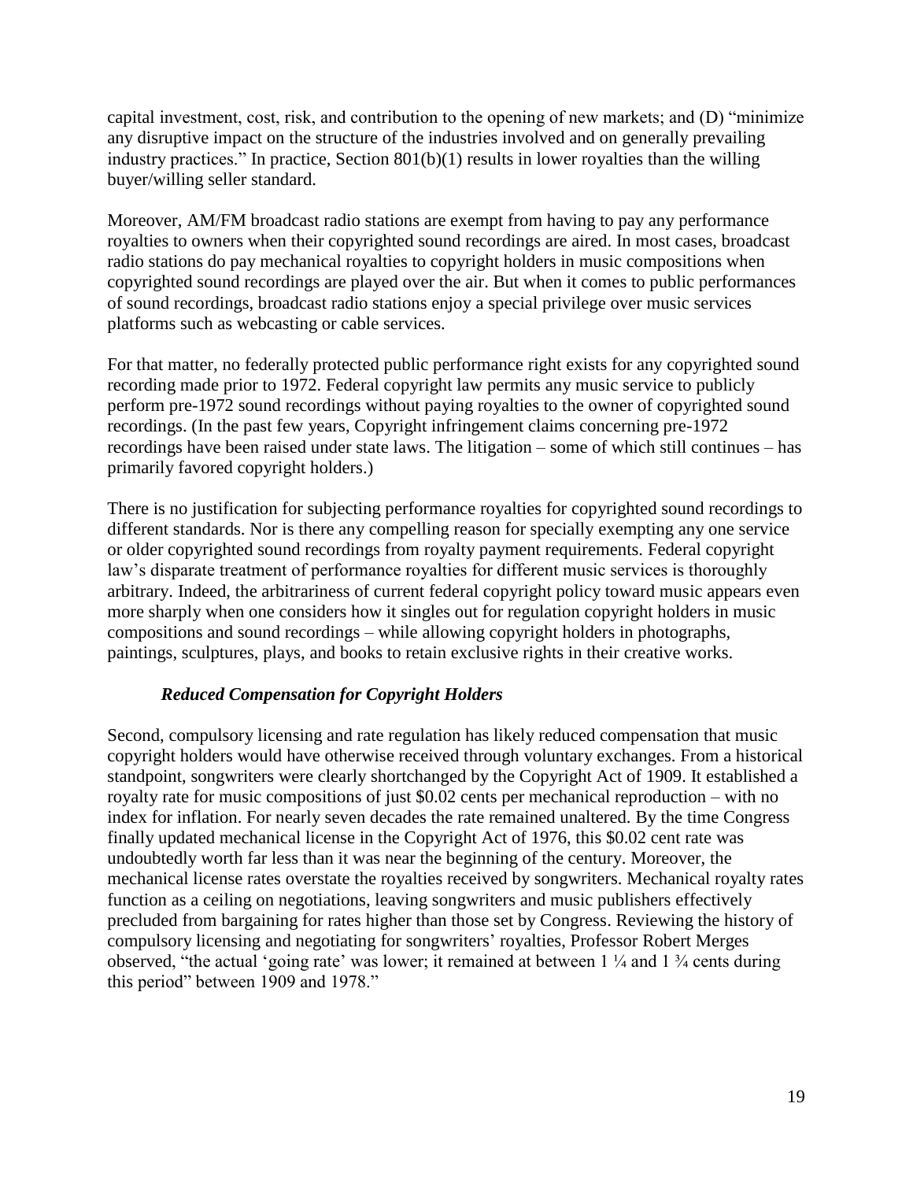capital investment, cost, risk, and contribution to the opening of new markets; and (D) "minimize any disruptive impact on the structure of the industries involved and on generally prevailing industry practices." In practice, Section 801(b)(1) results in lower royalties than the willing buyer/willing seller standard.

Moreover, AM/FM broadcast radio stations are exempt from having to pay any performance royalties to owners when their copyrighted sound recordings are aired. In most cases, broadcast radio stations do pay mechanical royalties to copyright holders in music compositions when copyrighted sound recordings are played over the air. But when it comes to public performances of sound recordings, broadcast radio stations enjoy a special privilege over music services platforms such as webcasting or cable services.

For that matter, no federally protected public performance right exists for any copyrighted sound recording made prior to 1972. Federal copyright law permits any music service to publicly perform pre-1972 sound recordings without paying royalties to the owner of copyrighted sound recordings. (In the past few years, Copyright infringement claims concerning pre-1972 recordings have been raised under state laws. The litigation – some of which still continues – has primarily favored copyright holders.)

There is no justification for subjecting performance royalties for copyrighted sound recordings to different standards. Nor is there any compelling reason for specially exempting any one service or older copyrighted sound recordings from royalty payment requirements. Federal copyright law's disparate treatment of performance royalties for different music services is thoroughly arbitrary. Indeed, the arbitrariness of current federal copyright policy toward music appears even more sharply when one considers how it singles out for regulation copyright holders in music compositions and sound recordings – while allowing copyright holders in photographs, paintings, sculptures, plays, and books to retain exclusive rights in their creative works.

### *Reduced Compensation for Copyright Holders*

Second, compulsory licensing and rate regulation has likely reduced compensation that music copyright holders would have otherwise received through voluntary exchanges. From a historical standpoint, songwriters were clearly shortchanged by the Copyright Act of 1909. It established a royalty rate for music compositions of just $0.02 cents per mechanical reproduction – with no index for inflation. For nearly seven decades the rate remained unaltered. By the time Congress finally updated mechanical license in the Copyright Act of 1976, this $0.02 cent rate was undoubtedly worth far less than it was near the beginning of the century. Moreover, the mechanical license rates overstate the royalties received by songwriters. Mechanical royalty rates function as a ceiling on negotiations, leaving songwriters and music publishers effectively precluded from bargaining for rates higher than those set by Congress. Reviewing the history of compulsory licensing and negotiating for songwriters' royalties, Professor Robert Merges observed, "the actual 'going rate' was lower; it remained at between 1 ¼ and 1 ¾ cents during this period" between 1909 and 1978."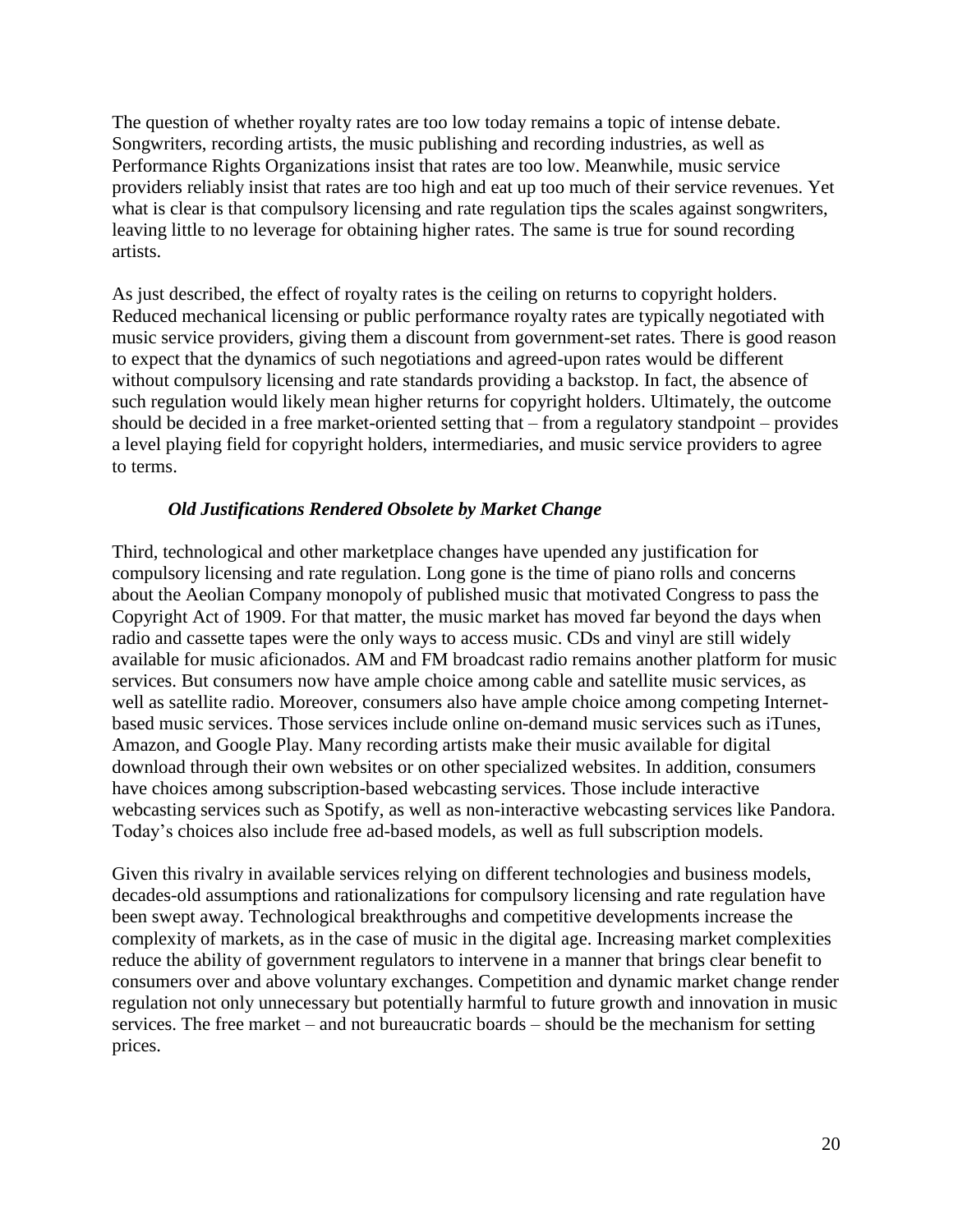The question of whether royalty rates are too low today remains a topic of intense debate. Songwriters, recording artists, the music publishing and recording industries, as well as Performance Rights Organizations insist that rates are too low. Meanwhile, music service providers reliably insist that rates are too high and eat up too much of their service revenues. Yet what is clear is that compulsory licensing and rate regulation tips the scales against songwriters, leaving little to no leverage for obtaining higher rates. The same is true for sound recording artists.

As just described, the effect of royalty rates is the ceiling on returns to copyright holders. Reduced mechanical licensing or public performance royalty rates are typically negotiated with music service providers, giving them a discount from government-set rates. There is good reason to expect that the dynamics of such negotiations and agreed-upon rates would be different without compulsory licensing and rate standards providing a backstop. In fact, the absence of such regulation would likely mean higher returns for copyright holders. Ultimately, the outcome should be decided in a free market-oriented setting that – from a regulatory standpoint – provides a level playing field for copyright holders, intermediaries, and music service providers to agree to terms.

### *Old Justifications Rendered Obsolete by Market Change*

Third, technological and other marketplace changes have upended any justification for compulsory licensing and rate regulation. Long gone is the time of piano rolls and concerns about the Aeolian Company monopoly of published music that motivated Congress to pass the Copyright Act of 1909. For that matter, the music market has moved far beyond the days when radio and cassette tapes were the only ways to access music. CDs and vinyl are still widely available for music aficionados. AM and FM broadcast radio remains another platform for music services. But consumers now have ample choice among cable and satellite music services, as well as satellite radio. Moreover, consumers also have ample choice among competing Internet-based music services. Those services include online on-demand music services such as iTunes, Amazon, and Google Play. Many recording artists make their music available for digital download through their own websites or on other specialized websites. In addition, consumers have choices among subscription-based webcasting services. Those include interactive webcasting services such as Spotify, as well as non-interactive webcasting services like Pandora. Today's choices also include free ad-based models, as well as full subscription models.

Given this rivalry in available services relying on different technologies and business models, decades-old assumptions and rationalizations for compulsory licensing and rate regulation have been swept away. Technological breakthroughs and competitive developments increase the complexity of markets, as in the case of music in the digital age. Increasing market complexities reduce the ability of government regulators to intervene in a manner that brings clear benefit to consumers over and above voluntary exchanges. Competition and dynamic market change render regulation not only unnecessary but potentially harmful to future growth and innovation in music services. The free market – and not bureaucratic boards – should be the mechanism for setting prices.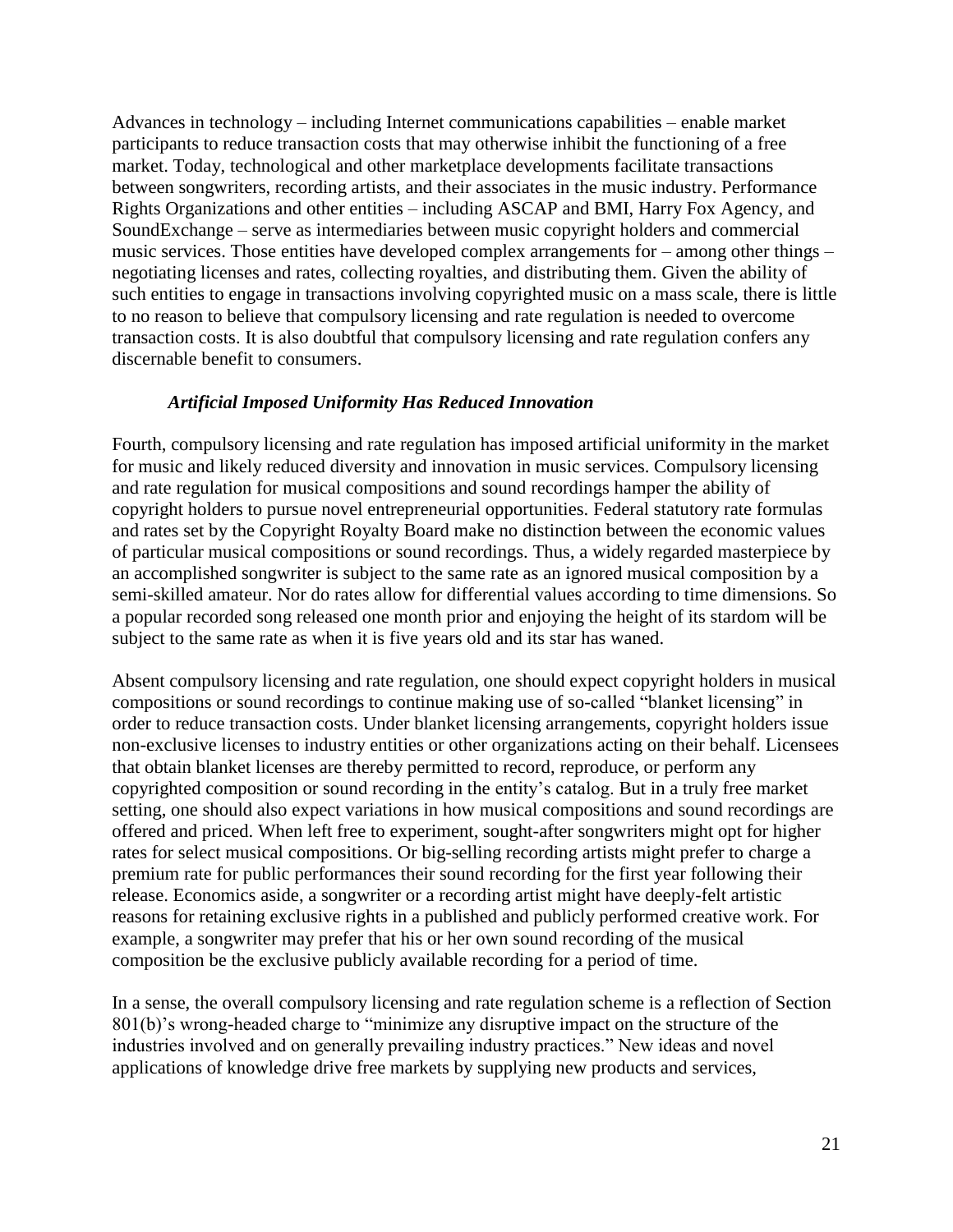Advances in technology – including Internet communications capabilities – enable market participants to reduce transaction costs that may otherwise inhibit the functioning of a free market. Today, technological and other marketplace developments facilitate transactions between songwriters, recording artists, and their associates in the music industry. Performance Rights Organizations and other entities – including ASCAP and BMI, Harry Fox Agency, and SoundExchange – serve as intermediaries between music copyright holders and commercial music services. Those entities have developed complex arrangements for – among other things – negotiating licenses and rates, collecting royalties, and distributing them. Given the ability of such entities to engage in transactions involving copyrighted music on a mass scale, there is little to no reason to believe that compulsory licensing and rate regulation is needed to overcome transaction costs. It is also doubtful that compulsory licensing and rate regulation confers any discernable benefit to consumers.

### *Artificial Imposed Uniformity Has Reduced Innovation*

Fourth, compulsory licensing and rate regulation has imposed artificial uniformity in the market for music and likely reduced diversity and innovation in music services. Compulsory licensing and rate regulation for musical compositions and sound recordings hamper the ability of copyright holders to pursue novel entrepreneurial opportunities. Federal statutory rate formulas and rates set by the Copyright Royalty Board make no distinction between the economic values of particular musical compositions or sound recordings. Thus, a widely regarded masterpiece by an accomplished songwriter is subject to the same rate as an ignored musical composition by a semi-skilled amateur. Nor do rates allow for differential values according to time dimensions. So a popular recorded song released one month prior and enjoying the height of its stardom will be subject to the same rate as when it is five years old and its star has waned.

Absent compulsory licensing and rate regulation, one should expect copyright holders in musical compositions or sound recordings to continue making use of so-called "blanket licensing" in order to reduce transaction costs. Under blanket licensing arrangements, copyright holders issue non-exclusive licenses to industry entities or other organizations acting on their behalf. Licensees that obtain blanket licenses are thereby permitted to record, reproduce, or perform any copyrighted composition or sound recording in the entity's catalog. But in a truly free market setting, one should also expect variations in how musical compositions and sound recordings are offered and priced. When left free to experiment, sought-after songwriters might opt for higher rates for select musical compositions. Or big-selling recording artists might prefer to charge a premium rate for public performances their sound recording for the first year following their release. Economics aside, a songwriter or a recording artist might have deeply-felt artistic reasons for retaining exclusive rights in a published and publicly performed creative work. For example, a songwriter may prefer that his or her own sound recording of the musical composition be the exclusive publicly available recording for a period of time.

In a sense, the overall compulsory licensing and rate regulation scheme is a reflection of Section 801(b)'s wrong-headed charge to "minimize any disruptive impact on the structure of the industries involved and on generally prevailing industry practices." New ideas and novel applications of knowledge drive free markets by supplying new products and services,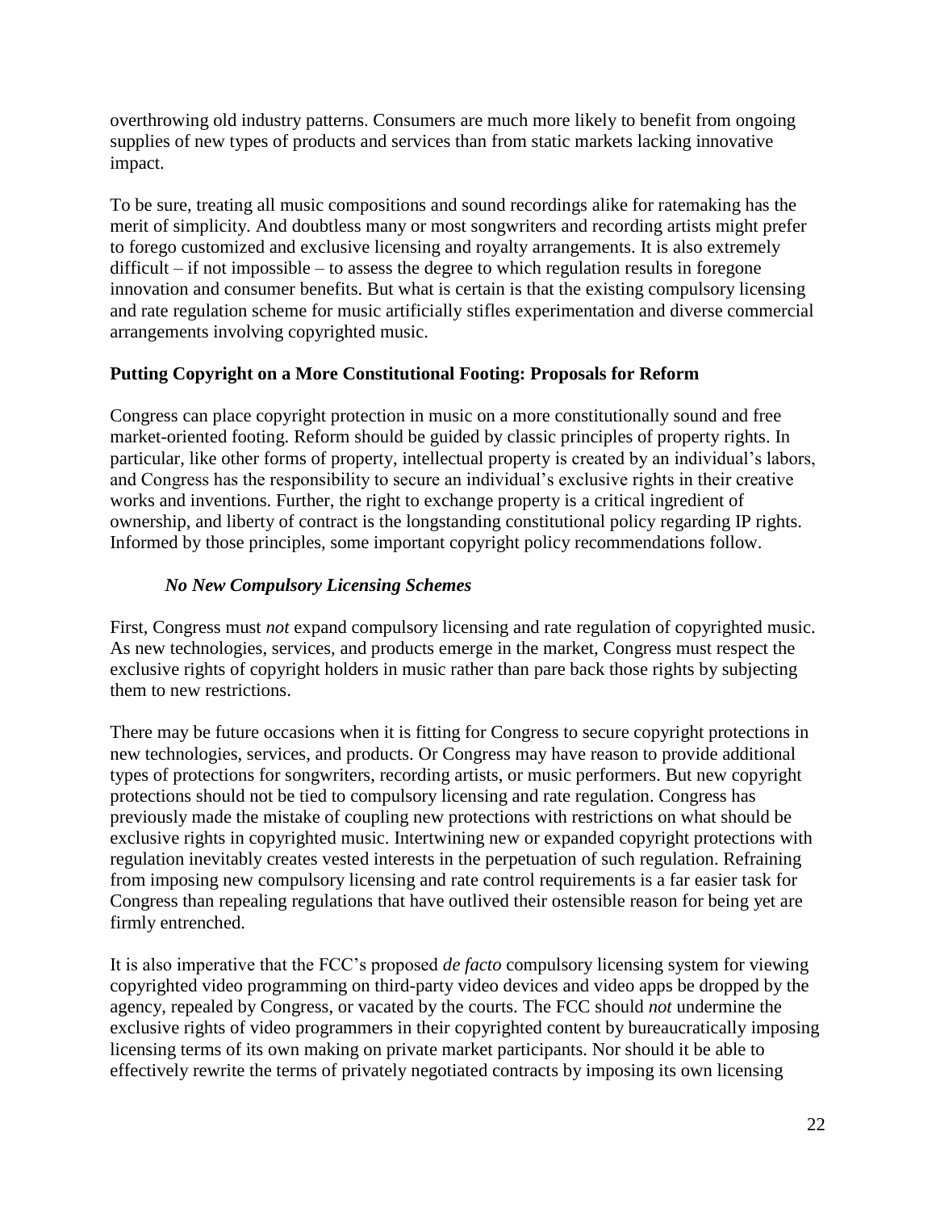overthrowing old industry patterns. Consumers are much more likely to benefit from ongoing supplies of new types of products and services than from static markets lacking innovative impact.

To be sure, treating all music compositions and sound recordings alike for ratemaking has the merit of simplicity. And doubtless many or most songwriters and recording artists might prefer to forego customized and exclusive licensing and royalty arrangements. It is also extremely difficult – if not impossible – to assess the degree to which regulation results in foregone innovation and consumer benefits. But what is certain is that the existing compulsory licensing and rate regulation scheme for music artificially stifles experimentation and diverse commercial arrangements involving copyrighted music.

## Putting Copyright on a More Constitutional Footing: Proposals for Reform

Congress can place copyright protection in music on a more constitutionally sound and free market-oriented footing. Reform should be guided by classic principles of property rights. In particular, like other forms of property, intellectual property is created by an individual's labors, and Congress has the responsibility to secure an individual's exclusive rights in their creative works and inventions. Further, the right to exchange property is a critical ingredient of ownership, and liberty of contract is the longstanding constitutional policy regarding IP rights. Informed by those principles, some important copyright policy recommendations follow.

### *No New Compulsory Licensing Schemes*

First, Congress must *not* expand compulsory licensing and rate regulation of copyrighted music. As new technologies, services, and products emerge in the market, Congress must respect the exclusive rights of copyright holders in music rather than pare back those rights by subjecting them to new restrictions.

There may be future occasions when it is fitting for Congress to secure copyright protections in new technologies, services, and products. Or Congress may have reason to provide additional types of protections for songwriters, recording artists, or music performers. But new copyright protections should not be tied to compulsory licensing and rate regulation. Congress has previously made the mistake of coupling new protections with restrictions on what should be exclusive rights in copyrighted music. Intertwining new or expanded copyright protections with regulation inevitably creates vested interests in the perpetuation of such regulation. Refraining from imposing new compulsory licensing and rate control requirements is a far easier task for Congress than repealing regulations that have outlived their ostensible reason for being yet are firmly entrenched.

It is also imperative that the FCC's proposed *de facto* compulsory licensing system for viewing copyrighted video programming on third-party video devices and video apps be dropped by the agency, repealed by Congress, or vacated by the courts. The FCC should *not* undermine the exclusive rights of video programmers in their copyrighted content by bureaucratically imposing licensing terms of its own making on private market participants. Nor should it be able to effectively rewrite the terms of privately negotiated contracts by imposing its own licensing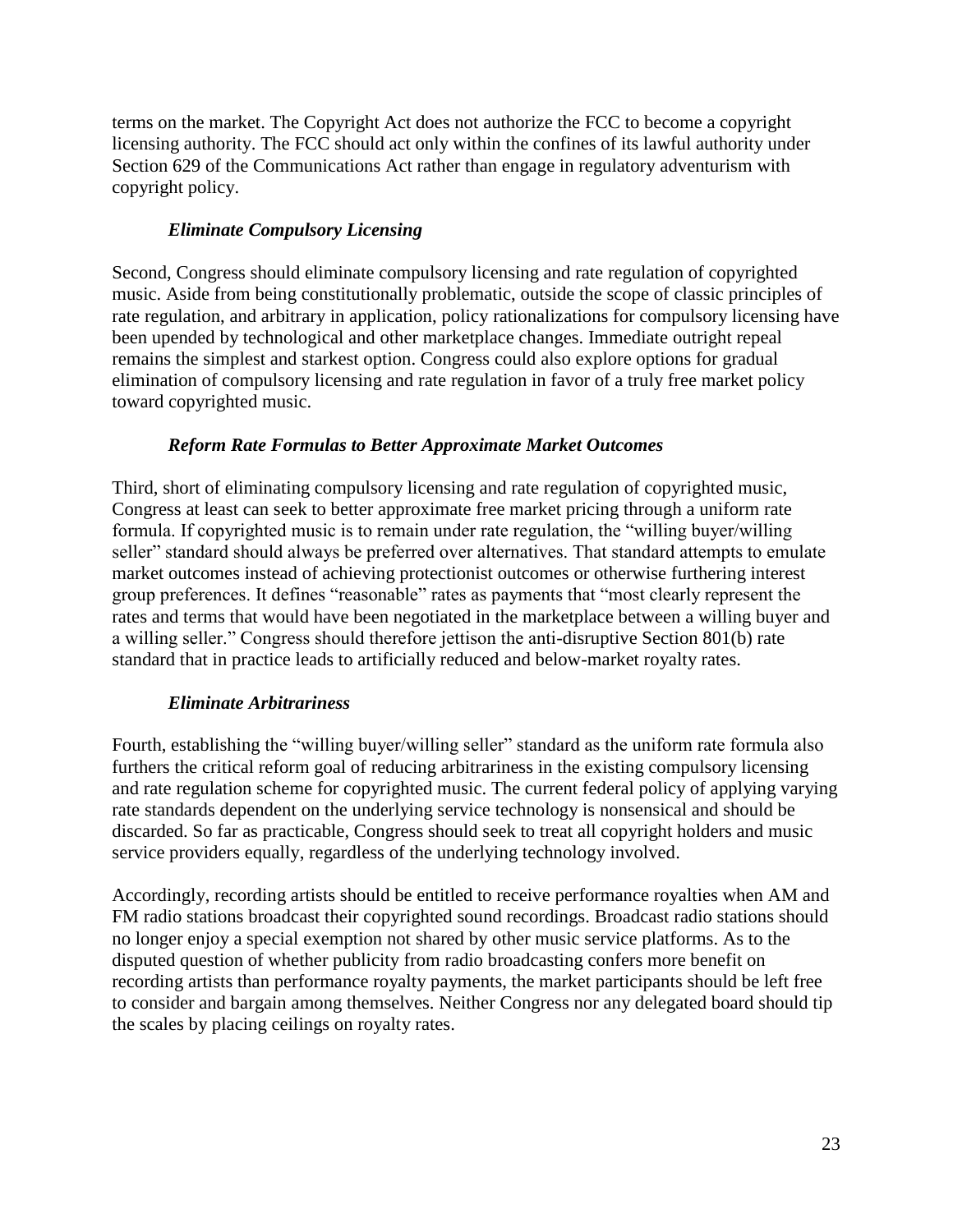terms on the market. The Copyright Act does not authorize the FCC to become a copyright licensing authority. The FCC should act only within the confines of its lawful authority under Section 629 of the Communications Act rather than engage in regulatory adventurism with copyright policy.

### *Eliminate Compulsory Licensing*

Second, Congress should eliminate compulsory licensing and rate regulation of copyrighted music. Aside from being constitutionally problematic, outside the scope of classic principles of rate regulation, and arbitrary in application, policy rationalizations for compulsory licensing have been upended by technological and other marketplace changes. Immediate outright repeal remains the simplest and starkest option. Congress could also explore options for gradual elimination of compulsory licensing and rate regulation in favor of a truly free market policy toward copyrighted music.

### *Reform Rate Formulas to Better Approximate Market Outcomes*

Third, short of eliminating compulsory licensing and rate regulation of copyrighted music, Congress at least can seek to better approximate free market pricing through a uniform rate formula. If copyrighted music is to remain under rate regulation, the "willing buyer/willing seller" standard should always be preferred over alternatives. That standard attempts to emulate market outcomes instead of achieving protectionist outcomes or otherwise furthering interest group preferences. It defines "reasonable" rates as payments that "most clearly represent the rates and terms that would have been negotiated in the marketplace between a willing buyer and a willing seller." Congress should therefore jettison the anti-disruptive Section 801(b) rate standard that in practice leads to artificially reduced and below-market royalty rates.

### *Eliminate Arbitrariness*

Fourth, establishing the "willing buyer/willing seller" standard as the uniform rate formula also furthers the critical reform goal of reducing arbitrariness in the existing compulsory licensing and rate regulation scheme for copyrighted music. The current federal policy of applying varying rate standards dependent on the underlying service technology is nonsensical and should be discarded. So far as practicable, Congress should seek to treat all copyright holders and music service providers equally, regardless of the underlying technology involved.

Accordingly, recording artists should be entitled to receive performance royalties when AM and FM radio stations broadcast their copyrighted sound recordings. Broadcast radio stations should no longer enjoy a special exemption not shared by other music service platforms. As to the disputed question of whether publicity from radio broadcasting confers more benefit on recording artists than performance royalty payments, the market participants should be left free to consider and bargain among themselves. Neither Congress nor any delegated board should tip the scales by placing ceilings on royalty rates.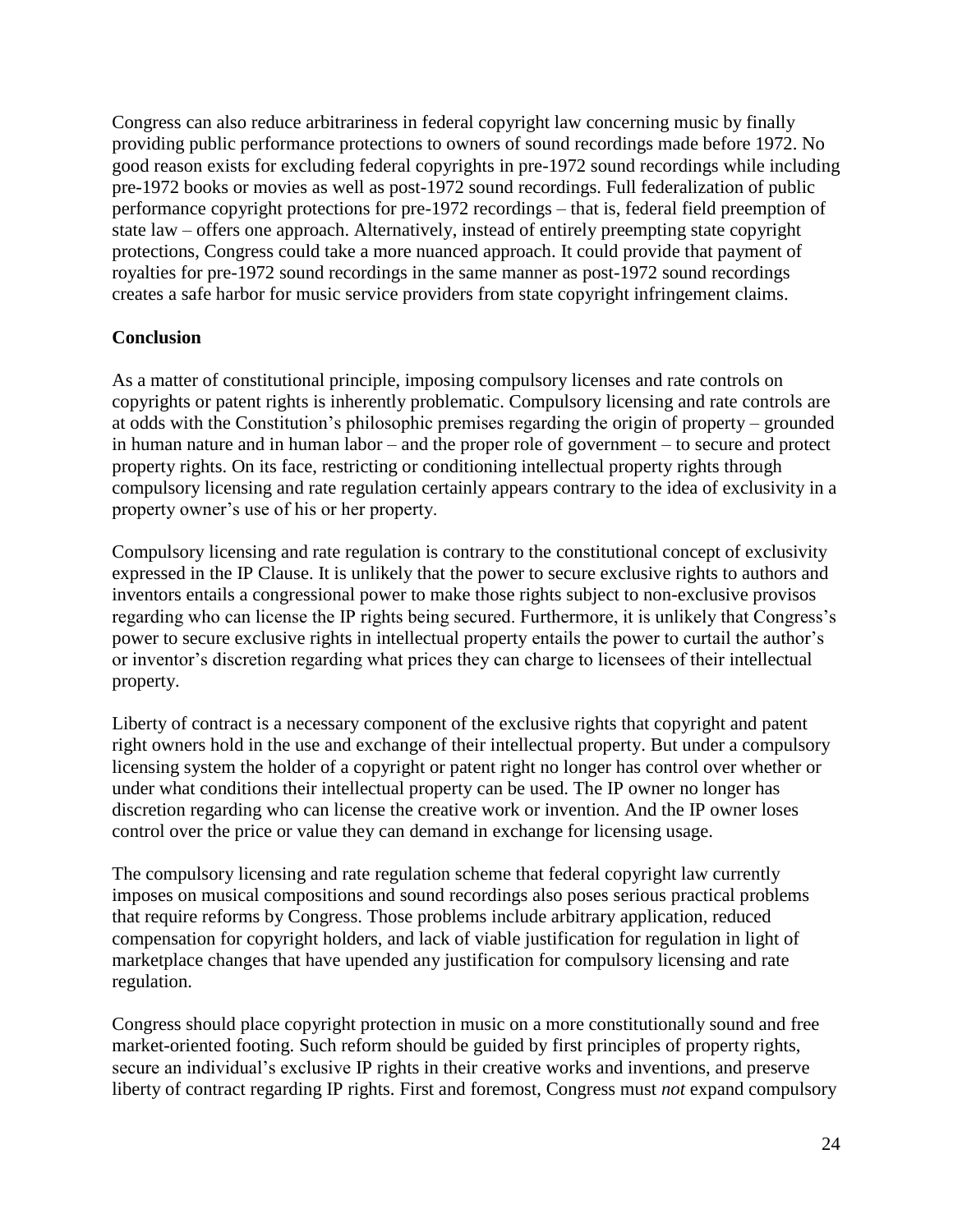Congress can also reduce arbitrariness in federal copyright law concerning music by finally providing public performance protections to owners of sound recordings made before 1972. No good reason exists for excluding federal copyrights in pre-1972 sound recordings while including pre-1972 books or movies as well as post-1972 sound recordings. Full federalization of public performance copyright protections for pre-1972 recordings – that is, federal field preemption of state law – offers one approach. Alternatively, instead of entirely preempting state copyright protections, Congress could take a more nuanced approach. It could provide that payment of royalties for pre-1972 sound recordings in the same manner as post-1972 sound recordings creates a safe harbor for music service providers from state copyright infringement claims.

## Conclusion

As a matter of constitutional principle, imposing compulsory licenses and rate controls on copyrights or patent rights is inherently problematic. Compulsory licensing and rate controls are at odds with the Constitution's philosophic premises regarding the origin of property – grounded in human nature and in human labor – and the proper role of government – to secure and protect property rights. On its face, restricting or conditioning intellectual property rights through compulsory licensing and rate regulation certainly appears contrary to the idea of exclusivity in a property owner's use of his or her property.

Compulsory licensing and rate regulation is contrary to the constitutional concept of exclusivity expressed in the IP Clause. It is unlikely that the power to secure exclusive rights to authors and inventors entails a congressional power to make those rights subject to non-exclusive provisos regarding who can license the IP rights being secured. Furthermore, it is unlikely that Congress's power to secure exclusive rights in intellectual property entails the power to curtail the author's or inventor's discretion regarding what prices they can charge to licensees of their intellectual property.

Liberty of contract is a necessary component of the exclusive rights that copyright and patent right owners hold in the use and exchange of their intellectual property. But under a compulsory licensing system the holder of a copyright or patent right no longer has control over whether or under what conditions their intellectual property can be used. The IP owner no longer has discretion regarding who can license the creative work or invention. And the IP owner loses control over the price or value they can demand in exchange for licensing usage.

The compulsory licensing and rate regulation scheme that federal copyright law currently imposes on musical compositions and sound recordings also poses serious practical problems that require reforms by Congress. Those problems include arbitrary application, reduced compensation for copyright holders, and lack of viable justification for regulation in light of marketplace changes that have upended any justification for compulsory licensing and rate regulation.

Congress should place copyright protection in music on a more constitutionally sound and free market-oriented footing. Such reform should be guided by first principles of property rights, secure an individual's exclusive IP rights in their creative works and inventions, and preserve liberty of contract regarding IP rights. First and foremost, Congress must *not* expand compulsory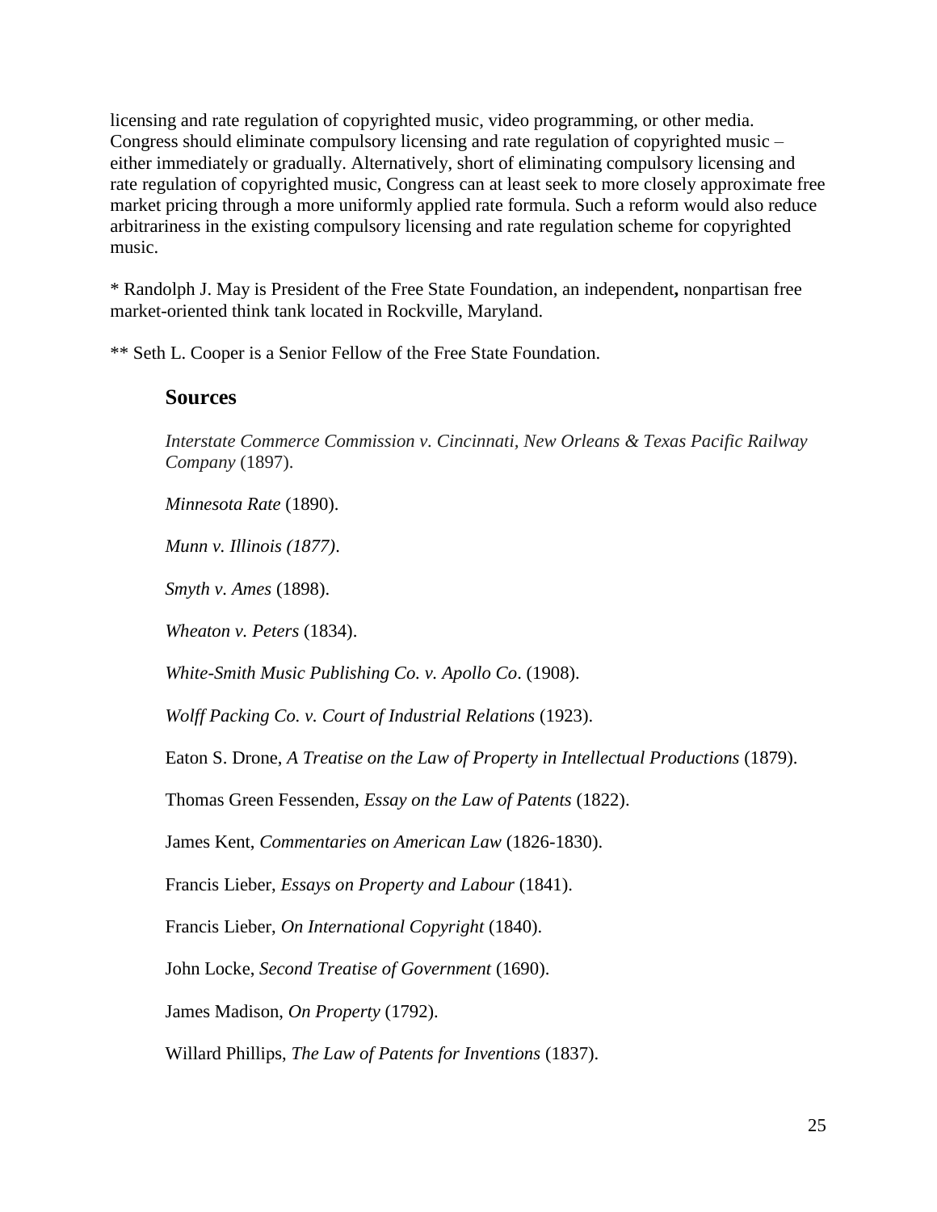licensing and rate regulation of copyrighted music, video programming, or other media. Congress should eliminate compulsory licensing and rate regulation of copyrighted music – either immediately or gradually. Alternatively, short of eliminating compulsory licensing and rate regulation of copyrighted music, Congress can at least seek to more closely approximate free market pricing through a more uniformly applied rate formula. Such a reform would also reduce arbitrariness in the existing compulsory licensing and rate regulation scheme for copyrighted music.

\* Randolph J. May is President of the Free State Foundation, an independent**,** nonpartisan free market-oriented think tank located in Rockville, Maryland.

\*\* Seth L. Cooper is a Senior Fellow of the Free State Foundation.

## Sources

*Interstate Commerce Commission v. Cincinnati, New Orleans & Texas Pacific Railway Company* (1897).

*Minnesota Rate* (1890).

*Munn v. Illinois (1877)*.

*Smyth v. Ames* (1898).

*Wheaton v. Peters* (1834).

*White-Smith Music Publishing Co. v. Apollo Co*. (1908).

*Wolff Packing Co. v. Court of Industrial Relations* (1923).

Eaton S. Drone, *A Treatise on the Law of Property in Intellectual Productions* (1879).

Thomas Green Fessenden, *Essay on the Law of Patents* (1822).

James Kent, *Commentaries on American Law* (1826-1830).

Francis Lieber, *Essays on Property and Labour* (1841).

Francis Lieber, *On International Copyright* (1840).

John Locke, *Second Treatise of Government* (1690).

James Madison, *On Property* (1792).

Willard Phillips, *The Law of Patents for Inventions* (1837).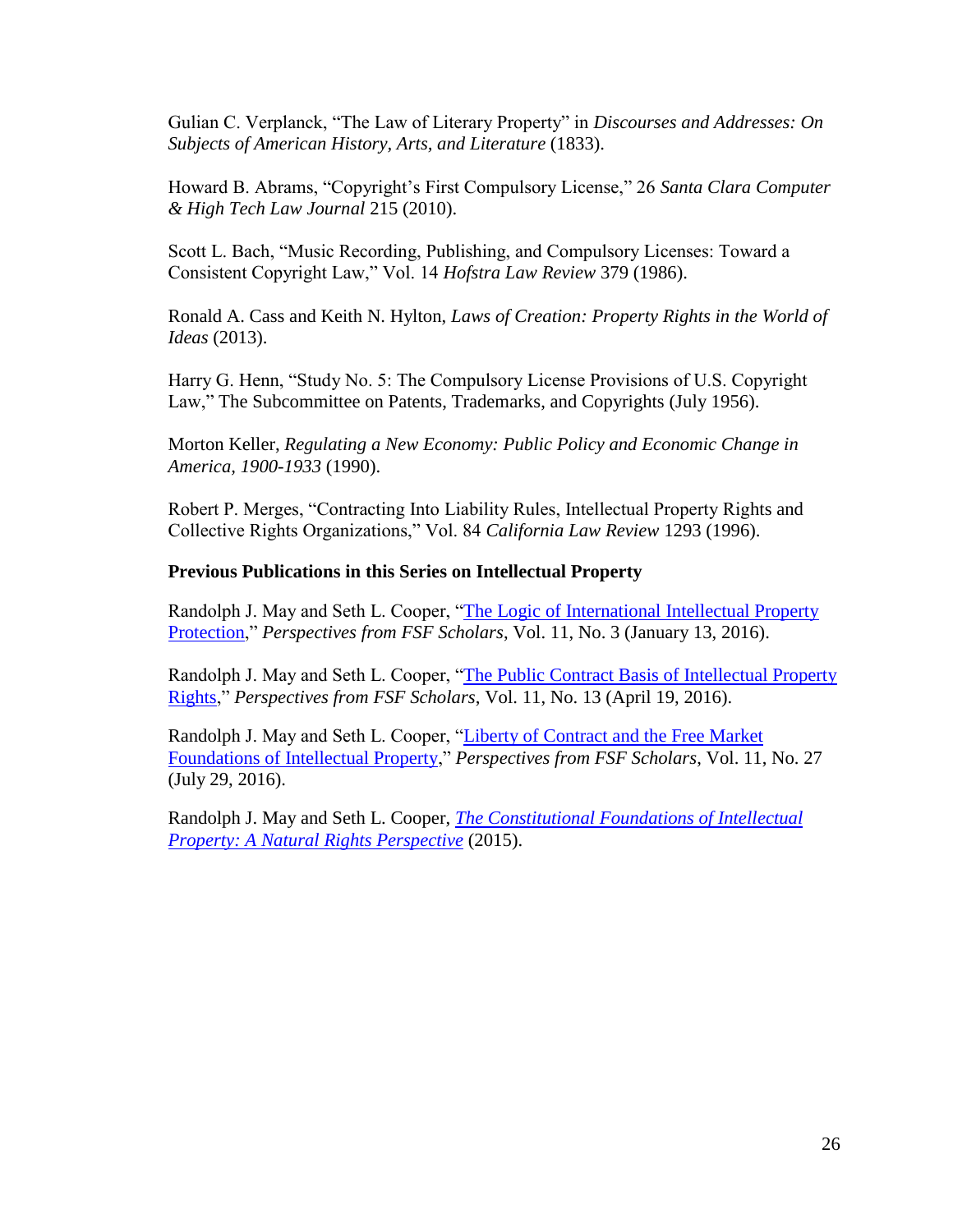Gulian C. Verplanck, "The Law of Literary Property" in *Discourses and Addresses: On Subjects of American History, Arts, and Literature* (1833).

Howard B. Abrams, "Copyright's First Compulsory License," 26 *Santa Clara Computer & High Tech Law Journal* 215 (2010).

Scott L. Bach, "Music Recording, Publishing, and Compulsory Licenses: Toward a Consistent Copyright Law," Vol. 14 *Hofstra Law Review* 379 (1986).

Ronald A. Cass and Keith N. Hylton, *Laws of Creation: Property Rights in the World of Ideas* (2013).

Harry G. Henn, "Study No. 5: The Compulsory License Provisions of U.S. Copyright Law," The Subcommittee on Patents, Trademarks, and Copyrights (July 1956).

Morton Keller, *Regulating a New Economy: Public Policy and Economic Change in America, 1900-1933* (1990).

Robert P. Merges, "Contracting Into Liability Rules, Intellectual Property Rights and Collective Rights Organizations," Vol. 84 *California Law Review* 1293 (1996).

**Previous Publications in this Series on Intellectual Property**

Randolph J. May and Seth L. Cooper, "The Logic of International Intellectual Property Protection," *Perspectives from FSF Scholars*, Vol. 11, No. 3 (January 13, 2016).

Randolph J. May and Seth L. Cooper, "The Public Contract Basis of Intellectual Property Rights," *Perspectives from FSF Scholars*, Vol. 11, No. 13 (April 19, 2016).

Randolph J. May and Seth L. Cooper, "Liberty of Contract and the Free Market Foundations of Intellectual Property," *Perspectives from FSF Scholars*, Vol. 11, No. 27 (July 29, 2016).

Randolph J. May and Seth L. Cooper, *The Constitutional Foundations of Intellectual Property: A Natural Rights Perspective* (2015).